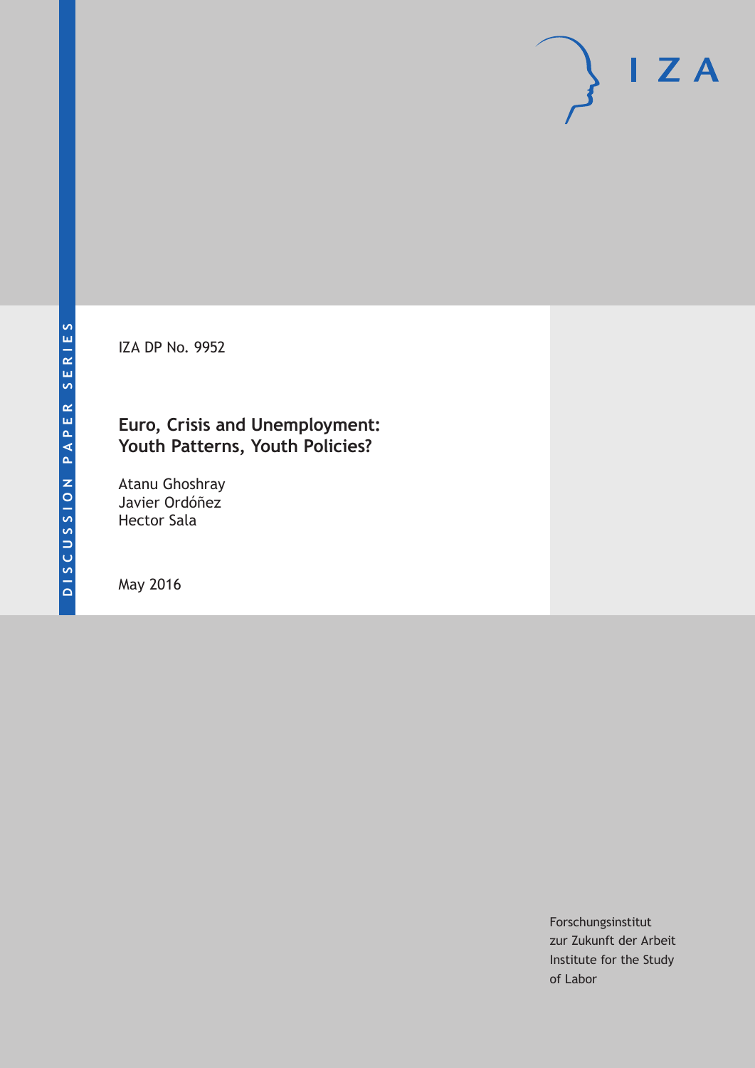DISCUSSION PAPER SERIES

IZA DP No. 9952

# Euro, Crisis and Unemployment: Youth Patterns, Youth Policies?

Atanu Ghoshray
Javier Ordóñez
Hector Sala

May 2016

Forschungsinstitut
zur Zukunft der Arbeit
Institute for the Study
of Labor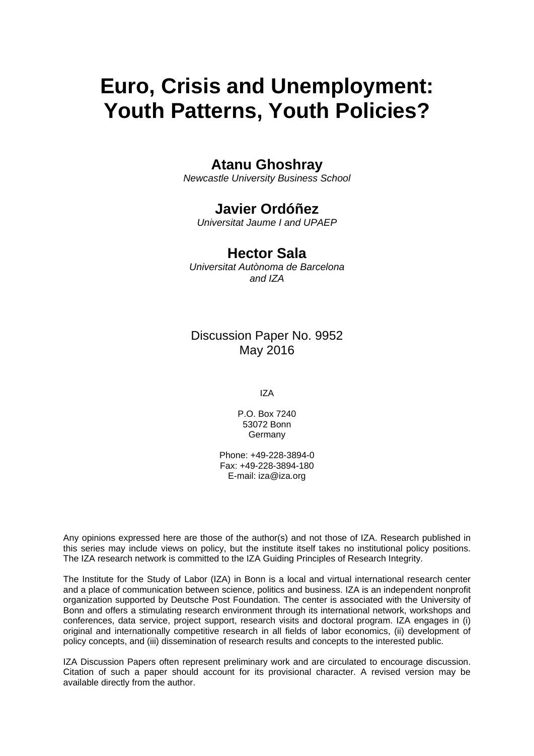# Euro, Crisis and Unemployment: Youth Patterns, Youth Policies?

**Atanu Ghoshray**
*Newcastle University Business School*

**Javier Ordóñez**
*Universitat Jaume I and UPAEP*

**Hector Sala**
*Universitat Autònoma de Barcelona and IZA*

Discussion Paper No. 9952
May 2016

IZA

P.O. Box 7240
53072 Bonn
Germany

Phone: +49-228-3894-0
Fax: +49-228-3894-180
E-mail: iza@iza.org

Any opinions expressed here are those of the author(s) and not those of IZA. Research published in this series may include views on policy, but the institute itself takes no institutional policy positions. The IZA research network is committed to the IZA Guiding Principles of Research Integrity.

The Institute for the Study of Labor (IZA) in Bonn is a local and virtual international research center and a place of communication between science, politics and business. IZA is an independent nonprofit organization supported by Deutsche Post Foundation. The center is associated with the University of Bonn and offers a stimulating research environment through its international network, workshops and conferences, data service, project support, research visits and doctoral program. IZA engages in (i) original and internationally competitive research in all fields of labor economics, (ii) development of policy concepts, and (iii) dissemination of research results and concepts to the interested public.

IZA Discussion Papers often represent preliminary work and are circulated to encourage discussion. Citation of such a paper should account for its provisional character. A revised version may be available directly from the author.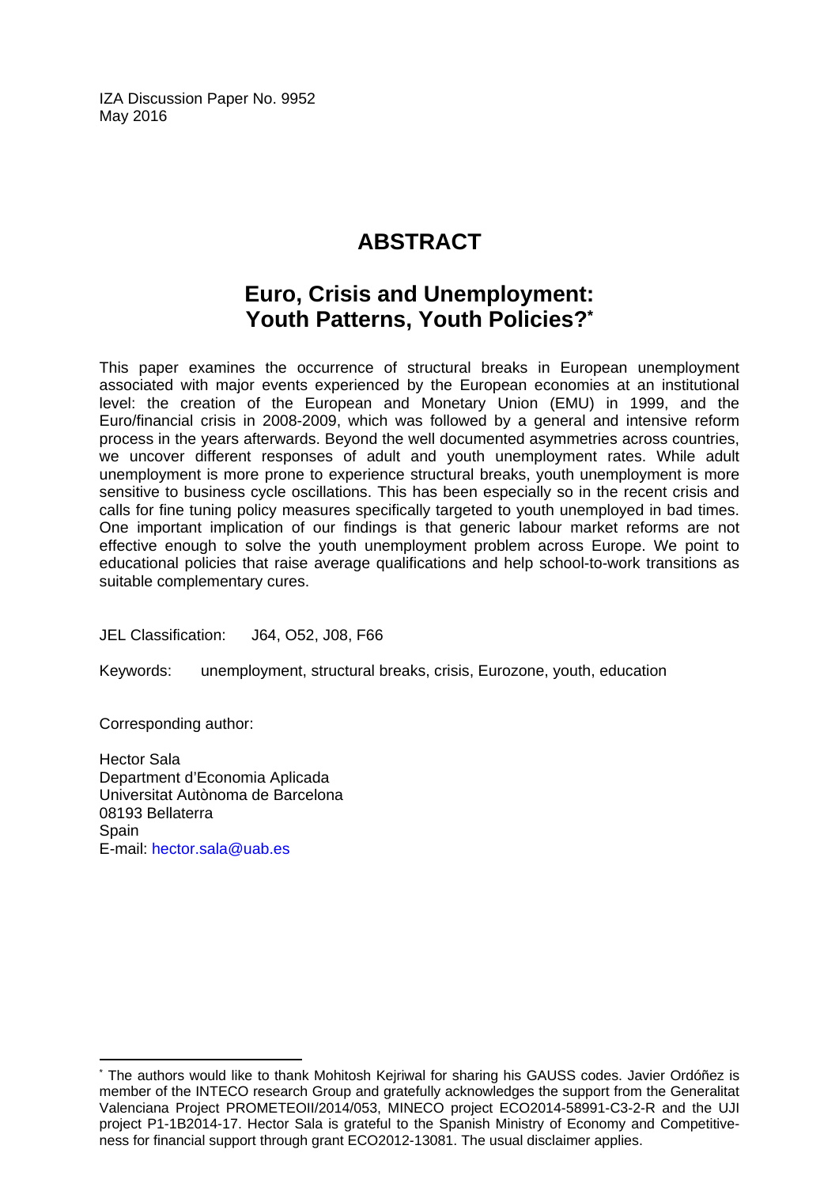IZA Discussion Paper No. 9952
May 2016

# ABSTRACT

## Euro, Crisis and Unemployment: Youth Patterns, Youth Policies?*

This paper examines the occurrence of structural breaks in European unemployment associated with major events experienced by the European economies at an institutional level: the creation of the European and Monetary Union (EMU) in 1999, and the Euro/financial crisis in 2008-2009, which was followed by a general and intensive reform process in the years afterwards. Beyond the well documented asymmetries across countries, we uncover different responses of adult and youth unemployment rates. While adult unemployment is more prone to experience structural breaks, youth unemployment is more sensitive to business cycle oscillations. This has been especially so in the recent crisis and calls for fine tuning policy measures specifically targeted to youth unemployed in bad times. One important implication of our findings is that generic labour market reforms are not effective enough to solve the youth unemployment problem across Europe. We point to educational policies that raise average qualifications and help school-to-work transitions as suitable complementary cures.

JEL Classification: J64, O52, J08, F66

Keywords: unemployment, structural breaks, crisis, Eurozone, youth, education

Corresponding author:

Hector Sala
Department d'Economia Aplicada
Universitat Autònoma de Barcelona
08193 Bellaterra
Spain
E-mail: hector.sala@uab.es

---

* The authors would like to thank Mohitosh Kejriwal for sharing his GAUSS codes. Javier Ordóñez is member of the INTECO research Group and gratefully acknowledges the support from the Generalitat Valenciana Project PROMETEOII/2014/053, MINECO project ECO2014-58991-C3-2-R and the UJI project P1-1B2014-17. Hector Sala is grateful to the Spanish Ministry of Economy and Competitiveness for financial support through grant ECO2012-13081. The usual disclaimer applies.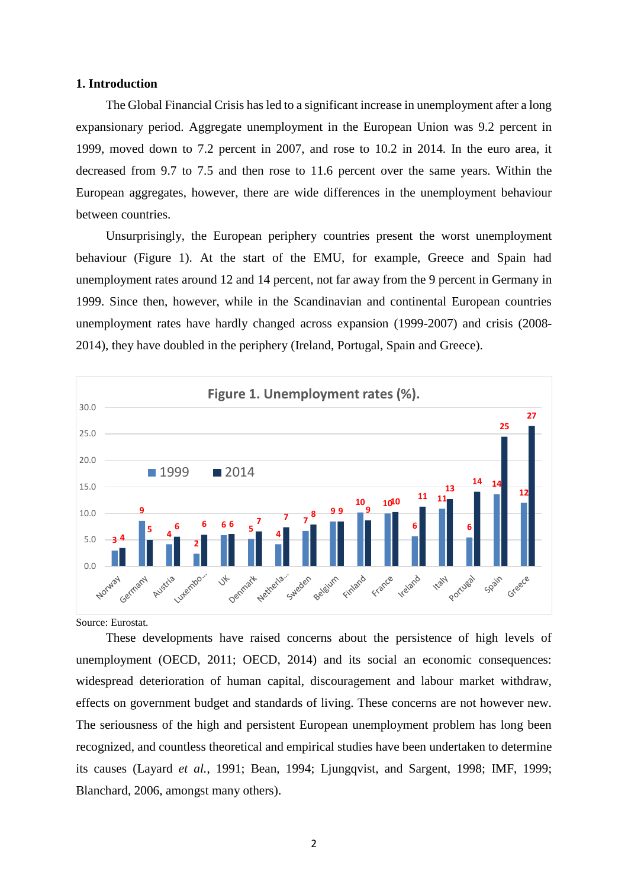## 1. Introduction

The Global Financial Crisis has led to a significant increase in unemployment after a long expansionary period. Aggregate unemployment in the European Union was 9.2 percent in 1999, moved down to 7.2 percent in 2007, and rose to 10.2 in 2014. In the euro area, it decreased from 9.7 to 7.5 and then rose to 11.6 percent over the same years. Within the European aggregates, however, there are wide differences in the unemployment behaviour between countries.

Unsurprisingly, the European periphery countries present the worst unemployment behaviour (Figure 1). At the start of the EMU, for example, Greece and Spain had unemployment rates around 12 and 14 percent, not far away from the 9 percent in Germany in 1999. Since then, however, while in the Scandinavian and continental European countries unemployment rates have hardly changed across expansion (1999-2007) and crisis (2008-2014), they have doubled in the periphery (Ireland, Portugal, Spain and Greece).

**Figure 1. Unemployment rates (%).**

| Country | 1999 | 2014 |
|---|---|---|
| Norway | 3 | 4 |
| Germany | 9 | 5 |
| Austria | 4 | 6 |
| Luxembo... | 2 | 6 |
| UK | 6 | 6 |
| Denmark | 5 | 7 |
| Netherla... | 4 | 7 |
| Sweden | 7 | 8 |
| Belgium | 9 | 9 |
| Finland | 10 | 9 |
| France | 10 | 10 |
| Ireland | 6 | 11 |
| Italy | 11 | 13 |
| Portugal | 6 | 14 |
| Spain | 14 | 25 |
| Greece | 12 | 27 |

Source: Eurostat.

These developments have raised concerns about the persistence of high levels of unemployment (OECD, 2011; OECD, 2014) and its social an economic consequences: widespread deterioration of human capital, discouragement and labour market withdraw, effects on government budget and standards of living. These concerns are not however new. The seriousness of the high and persistent European unemployment problem has long been recognized, and countless theoretical and empirical studies have been undertaken to determine its causes (Layard *et al.*, 1991; Bean, 1994; Ljungqvist, and Sargent, 1998; IMF, 1999; Blanchard, 2006, amongst many others).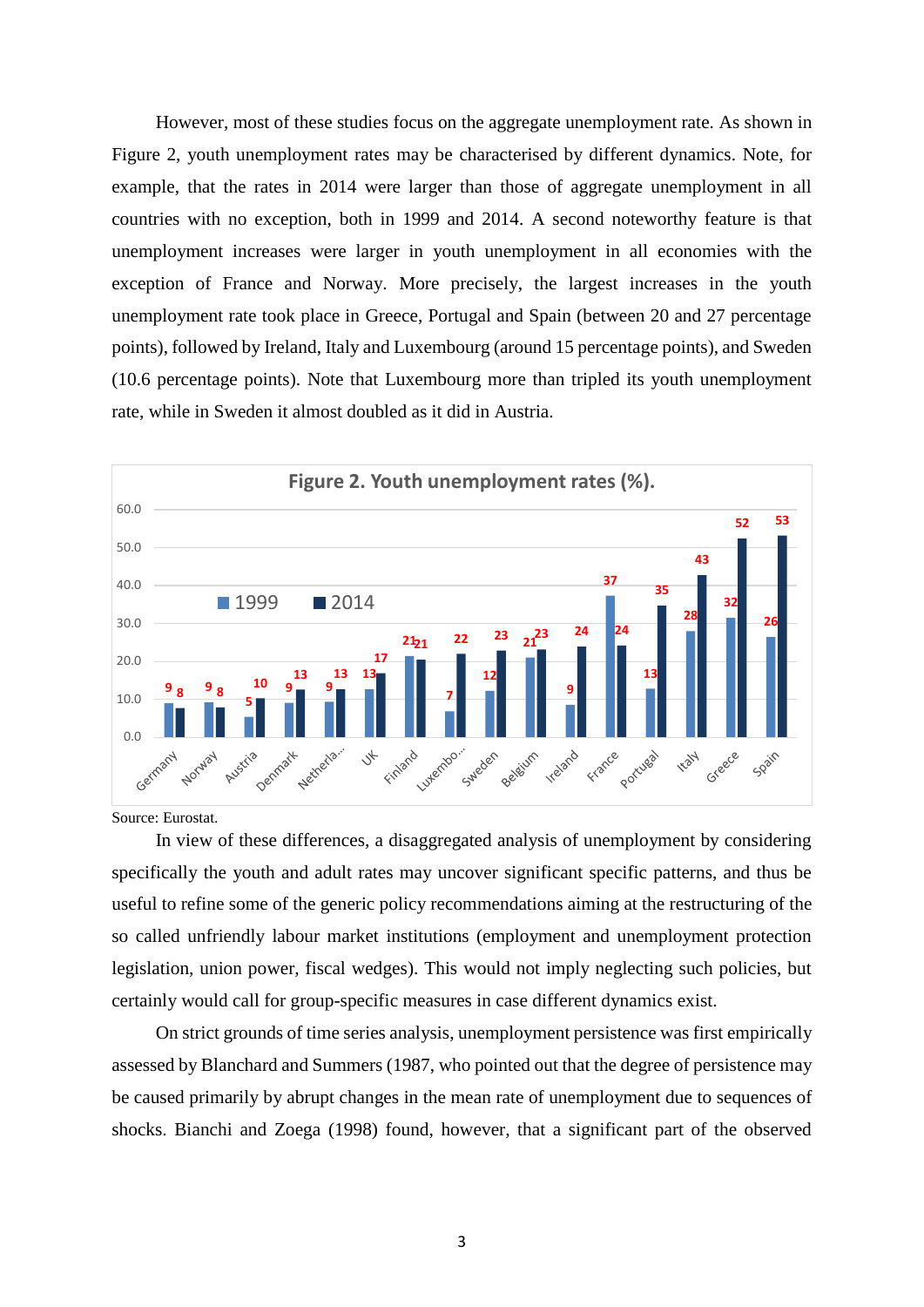However, most of these studies focus on the aggregate unemployment rate. As shown in Figure 2, youth unemployment rates may be characterised by different dynamics. Note, for example, that the rates in 2014 were larger than those of aggregate unemployment in all countries with no exception, both in 1999 and 2014. A second noteworthy feature is that unemployment increases were larger in youth unemployment in all economies with the exception of France and Norway. More precisely, the largest increases in the youth unemployment rate took place in Greece, Portugal and Spain (between 20 and 27 percentage points), followed by Ireland, Italy and Luxembourg (around 15 percentage points), and Sweden (10.6 percentage points). Note that Luxembourg more than tripled its youth unemployment rate, while in Sweden it almost doubled as it did in Austria.

**Figure 2. Youth unemployment rates (%).**

| Country | 1999 | 2014 |
|---|---|---|
| Germany | 9 | 8 |
| Norway | 9 | 8 |
| Austria | 5 | 10 |
| Denmark | 9 | 13 |
| Netherla... | 9 | 13 |
| UK | 13 | 17 |
| Finland | 21 | 21 |
| Luxembo... | 7 | 22 |
| Sweden | 12 | 23 |
| Belgium | 21 | 23 |
| Ireland | 9 | 24 |
| France | 37 | 24 |
| Portugal | 13 | 35 |
| Italy | 28 | 43 |
| Greece | 32 | 52 |
| Spain | 26 | 53 |

Source: Eurostat.

In view of these differences, a disaggregated analysis of unemployment by considering specifically the youth and adult rates may uncover significant specific patterns, and thus be useful to refine some of the generic policy recommendations aiming at the restructuring of the so called unfriendly labour market institutions (employment and unemployment protection legislation, union power, fiscal wedges). This would not imply neglecting such policies, but certainly would call for group-specific measures in case different dynamics exist.

On strict grounds of time series analysis, unemployment persistence was first empirically assessed by Blanchard and Summers (1987, who pointed out that the degree of persistence may be caused primarily by abrupt changes in the mean rate of unemployment due to sequences of shocks. Bianchi and Zoega (1998) found, however, that a significant part of the observed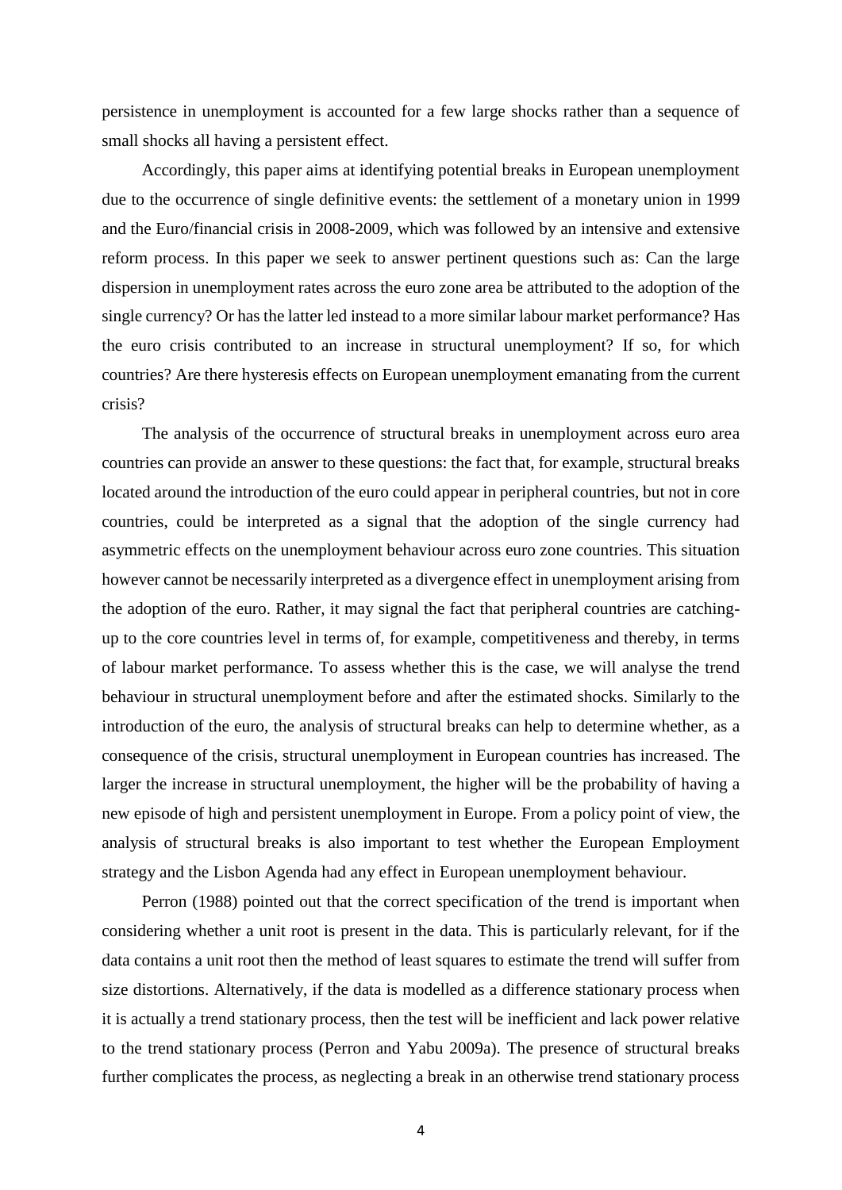persistence in unemployment is accounted for a few large shocks rather than a sequence of small shocks all having a persistent effect.

Accordingly, this paper aims at identifying potential breaks in European unemployment due to the occurrence of single definitive events: the settlement of a monetary union in 1999 and the Euro/financial crisis in 2008-2009, which was followed by an intensive and extensive reform process. In this paper we seek to answer pertinent questions such as: Can the large dispersion in unemployment rates across the euro zone area be attributed to the adoption of the single currency? Or has the latter led instead to a more similar labour market performance? Has the euro crisis contributed to an increase in structural unemployment? If so, for which countries? Are there hysteresis effects on European unemployment emanating from the current crisis?

The analysis of the occurrence of structural breaks in unemployment across euro area countries can provide an answer to these questions: the fact that, for example, structural breaks located around the introduction of the euro could appear in peripheral countries, but not in core countries, could be interpreted as a signal that the adoption of the single currency had asymmetric effects on the unemployment behaviour across euro zone countries. This situation however cannot be necessarily interpreted as a divergence effect in unemployment arising from the adoption of the euro. Rather, it may signal the fact that peripheral countries are catching-up to the core countries level in terms of, for example, competitiveness and thereby, in terms of labour market performance. To assess whether this is the case, we will analyse the trend behaviour in structural unemployment before and after the estimated shocks. Similarly to the introduction of the euro, the analysis of structural breaks can help to determine whether, as a consequence of the crisis, structural unemployment in European countries has increased. The larger the increase in structural unemployment, the higher will be the probability of having a new episode of high and persistent unemployment in Europe. From a policy point of view, the analysis of structural breaks is also important to test whether the European Employment strategy and the Lisbon Agenda had any effect in European unemployment behaviour.

Perron (1988) pointed out that the correct specification of the trend is important when considering whether a unit root is present in the data. This is particularly relevant, for if the data contains a unit root then the method of least squares to estimate the trend will suffer from size distortions. Alternatively, if the data is modelled as a difference stationary process when it is actually a trend stationary process, then the test will be inefficient and lack power relative to the trend stationary process (Perron and Yabu 2009a). The presence of structural breaks further complicates the process, as neglecting a break in an otherwise trend stationary process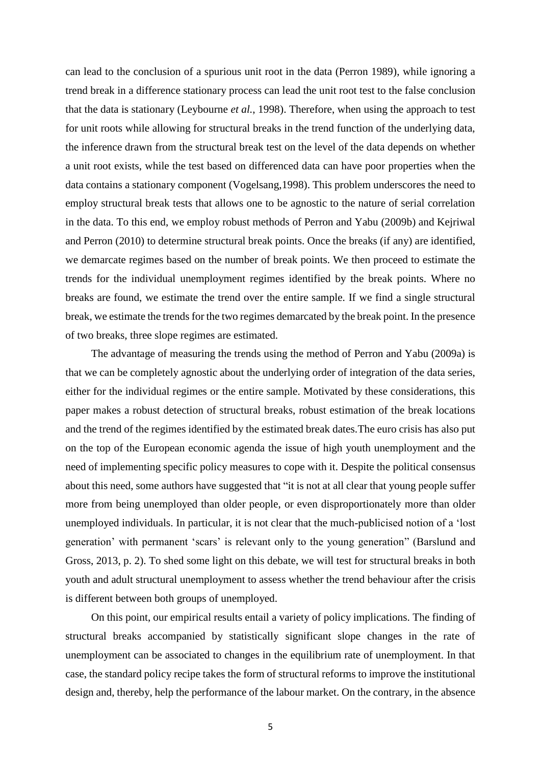can lead to the conclusion of a spurious unit root in the data (Perron 1989), while ignoring a trend break in a difference stationary process can lead the unit root test to the false conclusion that the data is stationary (Leybourne *et al.*, 1998). Therefore, when using the approach to test for unit roots while allowing for structural breaks in the trend function of the underlying data, the inference drawn from the structural break test on the level of the data depends on whether a unit root exists, while the test based on differenced data can have poor properties when the data contains a stationary component (Vogelsang,1998). This problem underscores the need to employ structural break tests that allows one to be agnostic to the nature of serial correlation in the data. To this end, we employ robust methods of Perron and Yabu (2009b) and Kejriwal and Perron (2010) to determine structural break points. Once the breaks (if any) are identified, we demarcate regimes based on the number of break points. We then proceed to estimate the trends for the individual unemployment regimes identified by the break points. Where no breaks are found, we estimate the trend over the entire sample. If we find a single structural break, we estimate the trends for the two regimes demarcated by the break point. In the presence of two breaks, three slope regimes are estimated.

The advantage of measuring the trends using the method of Perron and Yabu (2009a) is that we can be completely agnostic about the underlying order of integration of the data series, either for the individual regimes or the entire sample. Motivated by these considerations, this paper makes a robust detection of structural breaks, robust estimation of the break locations and the trend of the regimes identified by the estimated break dates.The euro crisis has also put on the top of the European economic agenda the issue of high youth unemployment and the need of implementing specific policy measures to cope with it. Despite the political consensus about this need, some authors have suggested that "it is not at all clear that young people suffer more from being unemployed than older people, or even disproportionately more than older unemployed individuals. In particular, it is not clear that the much-publicised notion of a 'lost generation' with permanent 'scars' is relevant only to the young generation" (Barslund and Gross, 2013, p. 2). To shed some light on this debate, we will test for structural breaks in both youth and adult structural unemployment to assess whether the trend behaviour after the crisis is different between both groups of unemployed.

On this point, our empirical results entail a variety of policy implications. The finding of structural breaks accompanied by statistically significant slope changes in the rate of unemployment can be associated to changes in the equilibrium rate of unemployment. In that case, the standard policy recipe takes the form of structural reforms to improve the institutional design and, thereby, help the performance of the labour market. On the contrary, in the absence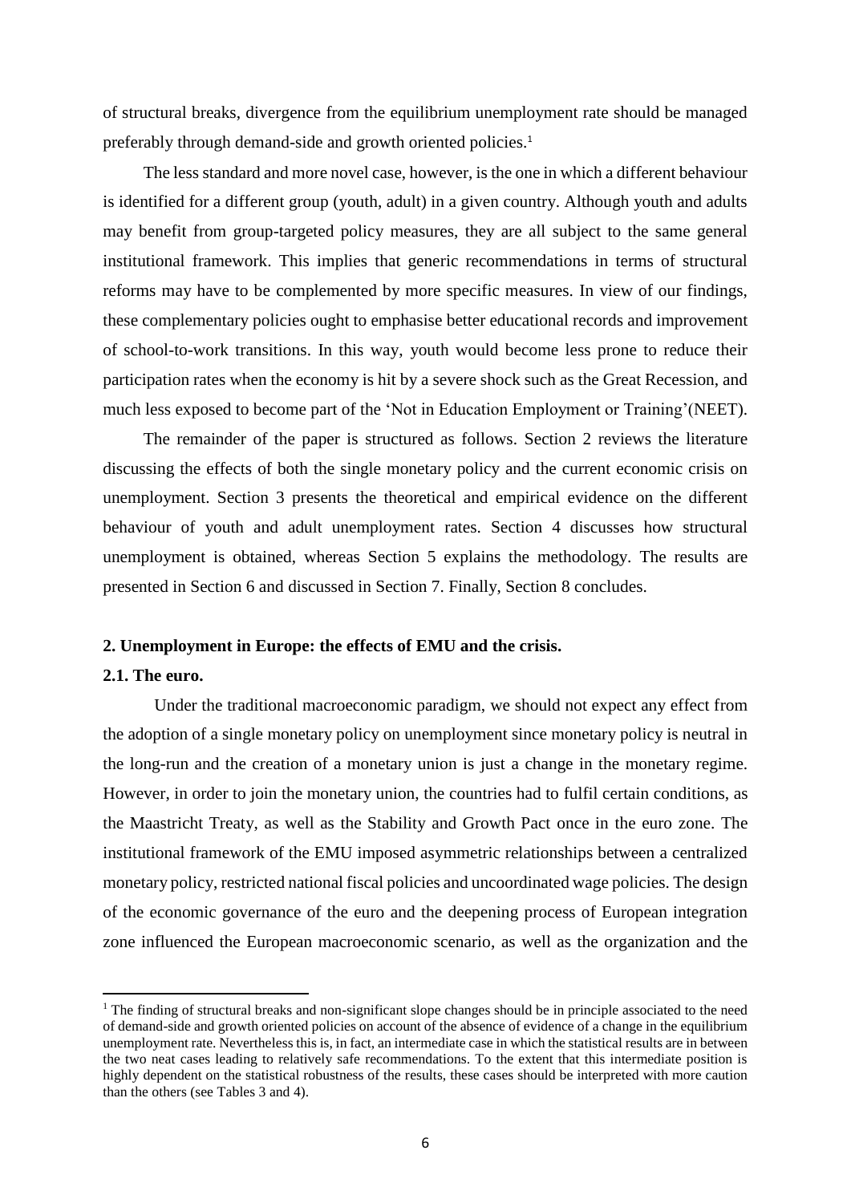of structural breaks, divergence from the equilibrium unemployment rate should be managed preferably through demand-side and growth oriented policies.[1]

The less standard and more novel case, however, is the one in which a different behaviour is identified for a different group (youth, adult) in a given country. Although youth and adults may benefit from group-targeted policy measures, they are all subject to the same general institutional framework. This implies that generic recommendations in terms of structural reforms may have to be complemented by more specific measures. In view of our findings, these complementary policies ought to emphasise better educational records and improvement of school-to-work transitions. In this way, youth would become less prone to reduce their participation rates when the economy is hit by a severe shock such as the Great Recession, and much less exposed to become part of the 'Not in Education Employment or Training'(NEET).

The remainder of the paper is structured as follows. Section 2 reviews the literature discussing the effects of both the single monetary policy and the current economic crisis on unemployment. Section 3 presents the theoretical and empirical evidence on the different behaviour of youth and adult unemployment rates. Section 4 discusses how structural unemployment is obtained, whereas Section 5 explains the methodology. The results are presented in Section 6 and discussed in Section 7. Finally, Section 8 concludes.

## 2. Unemployment in Europe: the effects of EMU and the crisis.

### 2.1. The euro.

Under the traditional macroeconomic paradigm, we should not expect any effect from the adoption of a single monetary policy on unemployment since monetary policy is neutral in the long-run and the creation of a monetary union is just a change in the monetary regime. However, in order to join the monetary union, the countries had to fulfil certain conditions, as the Maastricht Treaty, as well as the Stability and Growth Pact once in the euro zone. The institutional framework of the EMU imposed asymmetric relationships between a centralized monetary policy, restricted national fiscal policies and uncoordinated wage policies. The design of the economic governance of the euro and the deepening process of European integration zone influenced the European macroeconomic scenario, as well as the organization and the

[1] The finding of structural breaks and non-significant slope changes should be in principle associated to the need of demand-side and growth oriented policies on account of the absence of evidence of a change in the equilibrium unemployment rate. Nevertheless this is, in fact, an intermediate case in which the statistical results are in between the two neat cases leading to relatively safe recommendations. To the extent that this intermediate position is highly dependent on the statistical robustness of the results, these cases should be interpreted with more caution than the others (see Tables 3 and 4).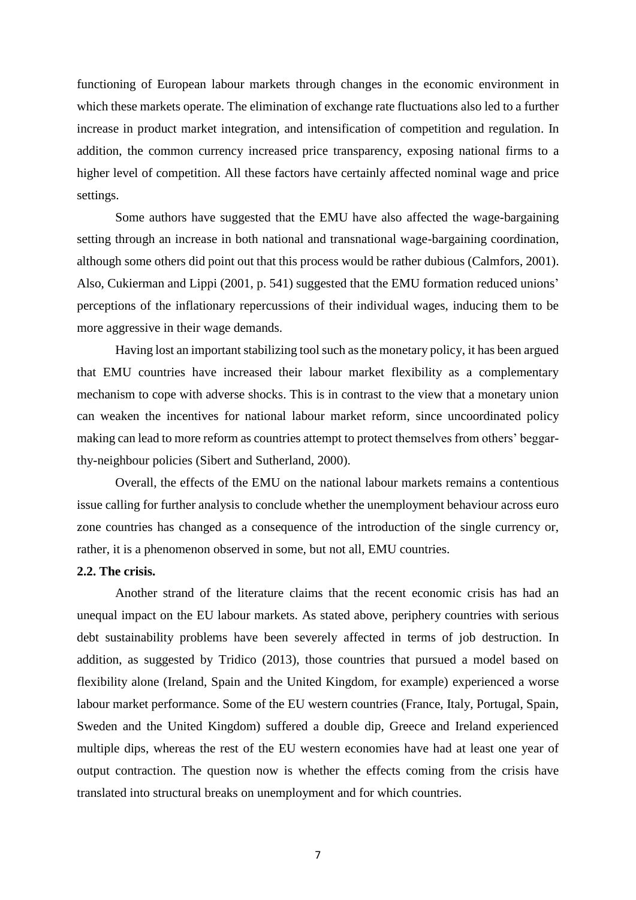functioning of European labour markets through changes in the economic environment in which these markets operate. The elimination of exchange rate fluctuations also led to a further increase in product market integration, and intensification of competition and regulation. In addition, the common currency increased price transparency, exposing national firms to a higher level of competition. All these factors have certainly affected nominal wage and price settings.

Some authors have suggested that the EMU have also affected the wage-bargaining setting through an increase in both national and transnational wage-bargaining coordination, although some others did point out that this process would be rather dubious (Calmfors, 2001). Also, Cukierman and Lippi (2001, p. 541) suggested that the EMU formation reduced unions' perceptions of the inflationary repercussions of their individual wages, inducing them to be more aggressive in their wage demands.

Having lost an important stabilizing tool such as the monetary policy, it has been argued that EMU countries have increased their labour market flexibility as a complementary mechanism to cope with adverse shocks. This is in contrast to the view that a monetary union can weaken the incentives for national labour market reform, since uncoordinated policy making can lead to more reform as countries attempt to protect themselves from others' beggar-thy-neighbour policies (Sibert and Sutherland, 2000).

Overall, the effects of the EMU on the national labour markets remains a contentious issue calling for further analysis to conclude whether the unemployment behaviour across euro zone countries has changed as a consequence of the introduction of the single currency or, rather, it is a phenomenon observed in some, but not all, EMU countries.

**2.2. The crisis.**

Another strand of the literature claims that the recent economic crisis has had an unequal impact on the EU labour markets. As stated above, periphery countries with serious debt sustainability problems have been severely affected in terms of job destruction. In addition, as suggested by Tridico (2013), those countries that pursued a model based on flexibility alone (Ireland, Spain and the United Kingdom, for example) experienced a worse labour market performance. Some of the EU western countries (France, Italy, Portugal, Spain, Sweden and the United Kingdom) suffered a double dip, Greece and Ireland experienced multiple dips, whereas the rest of the EU western economies have had at least one year of output contraction. The question now is whether the effects coming from the crisis have translated into structural breaks on unemployment and for which countries.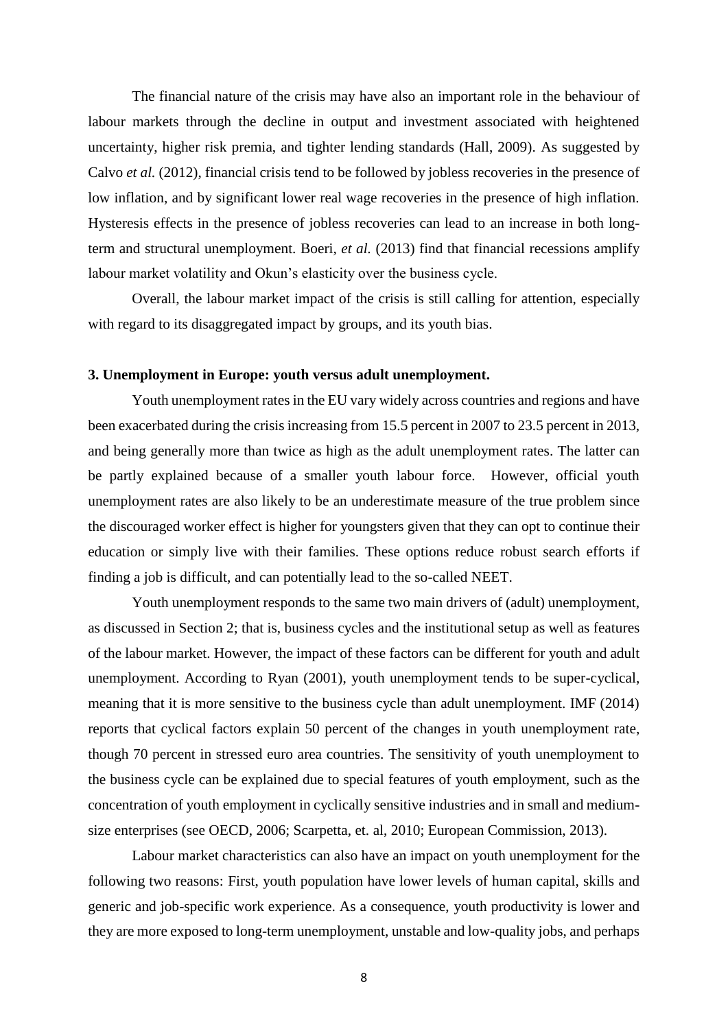The financial nature of the crisis may have also an important role in the behaviour of labour markets through the decline in output and investment associated with heightened uncertainty, higher risk premia, and tighter lending standards (Hall, 2009). As suggested by Calvo *et al.* (2012), financial crisis tend to be followed by jobless recoveries in the presence of low inflation, and by significant lower real wage recoveries in the presence of high inflation. Hysteresis effects in the presence of jobless recoveries can lead to an increase in both long-term and structural unemployment. Boeri, *et al.* (2013) find that financial recessions amplify labour market volatility and Okun's elasticity over the business cycle.

Overall, the labour market impact of the crisis is still calling for attention, especially with regard to its disaggregated impact by groups, and its youth bias.

### 3. Unemployment in Europe: youth versus adult unemployment.

Youth unemployment rates in the EU vary widely across countries and regions and have been exacerbated during the crisis increasing from 15.5 percent in 2007 to 23.5 percent in 2013, and being generally more than twice as high as the adult unemployment rates. The latter can be partly explained because of a smaller youth labour force. However, official youth unemployment rates are also likely to be an underestimate measure of the true problem since the discouraged worker effect is higher for youngsters given that they can opt to continue their education or simply live with their families. These options reduce robust search efforts if finding a job is difficult, and can potentially lead to the so-called NEET.

Youth unemployment responds to the same two main drivers of (adult) unemployment, as discussed in Section 2; that is, business cycles and the institutional setup as well as features of the labour market. However, the impact of these factors can be different for youth and adult unemployment. According to Ryan (2001), youth unemployment tends to be super-cyclical, meaning that it is more sensitive to the business cycle than adult unemployment. IMF (2014) reports that cyclical factors explain 50 percent of the changes in youth unemployment rate, though 70 percent in stressed euro area countries. The sensitivity of youth unemployment to the business cycle can be explained due to special features of youth employment, such as the concentration of youth employment in cyclically sensitive industries and in small and medium-size enterprises (see OECD, 2006; Scarpetta, et. al, 2010; European Commission, 2013).

Labour market characteristics can also have an impact on youth unemployment for the following two reasons: First, youth population have lower levels of human capital, skills and generic and job-specific work experience. As a consequence, youth productivity is lower and they are more exposed to long-term unemployment, unstable and low-quality jobs, and perhaps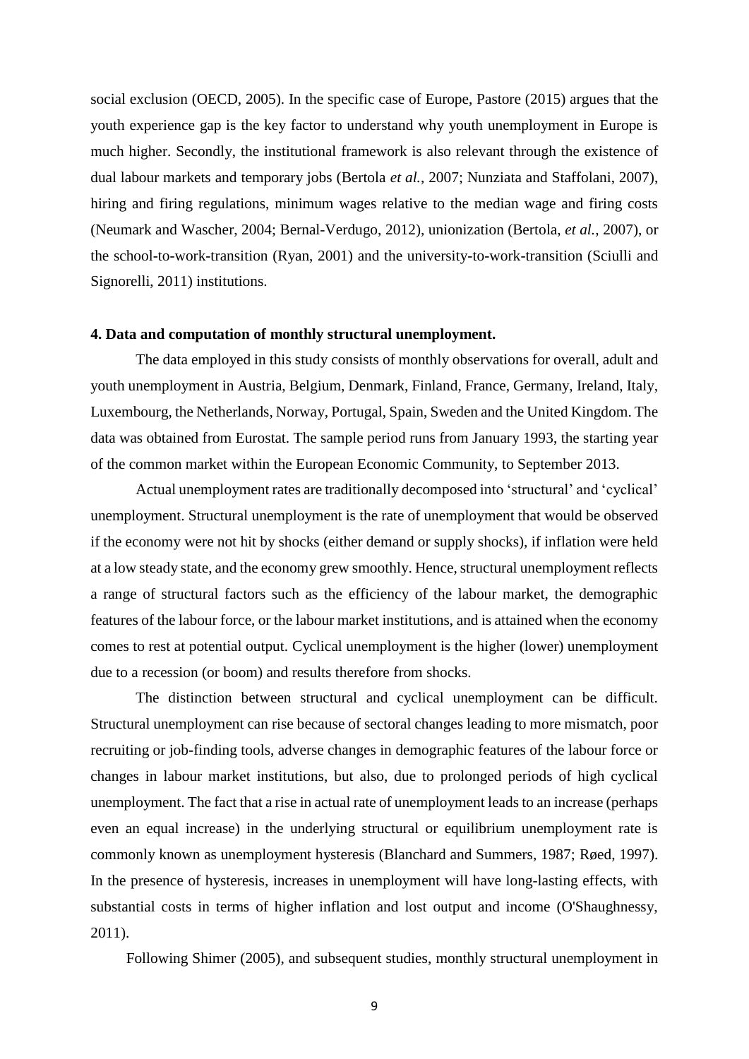social exclusion (OECD, 2005). In the specific case of Europe, Pastore (2015) argues that the youth experience gap is the key factor to understand why youth unemployment in Europe is much higher. Secondly, the institutional framework is also relevant through the existence of dual labour markets and temporary jobs (Bertola *et al.*, 2007; Nunziata and Staffolani, 2007), hiring and firing regulations, minimum wages relative to the median wage and firing costs (Neumark and Wascher, 2004; Bernal-Verdugo, 2012), unionization (Bertola, *et al.*, 2007), or the school-to-work-transition (Ryan, 2001) and the university-to-work-transition (Sciulli and Signorelli, 2011) institutions.

**4. Data and computation of monthly structural unemployment.**

The data employed in this study consists of monthly observations for overall, adult and youth unemployment in Austria, Belgium, Denmark, Finland, France, Germany, Ireland, Italy, Luxembourg, the Netherlands, Norway, Portugal, Spain, Sweden and the United Kingdom. The data was obtained from Eurostat. The sample period runs from January 1993, the starting year of the common market within the European Economic Community, to September 2013.

Actual unemployment rates are traditionally decomposed into 'structural' and 'cyclical' unemployment. Structural unemployment is the rate of unemployment that would be observed if the economy were not hit by shocks (either demand or supply shocks), if inflation were held at a low steady state, and the economy grew smoothly. Hence, structural unemployment reflects a range of structural factors such as the efficiency of the labour market, the demographic features of the labour force, or the labour market institutions, and is attained when the economy comes to rest at potential output. Cyclical unemployment is the higher (lower) unemployment due to a recession (or boom) and results therefore from shocks.

The distinction between structural and cyclical unemployment can be difficult. Structural unemployment can rise because of sectoral changes leading to more mismatch, poor recruiting or job-finding tools, adverse changes in demographic features of the labour force or changes in labour market institutions, but also, due to prolonged periods of high cyclical unemployment. The fact that a rise in actual rate of unemployment leads to an increase (perhaps even an equal increase) in the underlying structural or equilibrium unemployment rate is commonly known as unemployment hysteresis (Blanchard and Summers, 1987; Røed, 1997). In the presence of hysteresis, increases in unemployment will have long-lasting effects, with substantial costs in terms of higher inflation and lost output and income (O'Shaughnessy, 2011).

Following Shimer (2005), and subsequent studies, monthly structural unemployment in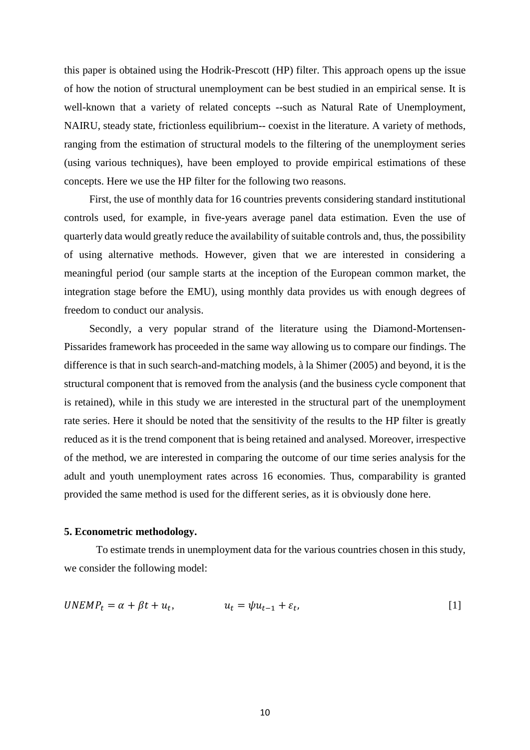this paper is obtained using the Hodrik-Prescott (HP) filter. This approach opens up the issue of how the notion of structural unemployment can be best studied in an empirical sense. It is well-known that a variety of related concepts --such as Natural Rate of Unemployment, NAIRU, steady state, frictionless equilibrium-- coexist in the literature. A variety of methods, ranging from the estimation of structural models to the filtering of the unemployment series (using various techniques), have been employed to provide empirical estimations of these concepts. Here we use the HP filter for the following two reasons.

First, the use of monthly data for 16 countries prevents considering standard institutional controls used, for example, in five-years average panel data estimation. Even the use of quarterly data would greatly reduce the availability of suitable controls and, thus, the possibility of using alternative methods. However, given that we are interested in considering a meaningful period (our sample starts at the inception of the European common market, the integration stage before the EMU), using monthly data provides us with enough degrees of freedom to conduct our analysis.

Secondly, a very popular strand of the literature using the Diamond-Mortensen-Pissarides framework has proceeded in the same way allowing us to compare our findings. The difference is that in such search-and-matching models, à la Shimer (2005) and beyond, it is the structural component that is removed from the analysis (and the business cycle component that is retained), while in this study we are interested in the structural part of the unemployment rate series. Here it should be noted that the sensitivity of the results to the HP filter is greatly reduced as it is the trend component that is being retained and analysed. Moreover, irrespective of the method, we are interested in comparing the outcome of our time series analysis for the adult and youth unemployment rates across 16 economies. Thus, comparability is granted provided the same method is used for the different series, as it is obviously done here.

### 5. Econometric methodology.

To estimate trends in unemployment data for the various countries chosen in this study, we consider the following model:

$$UNEMP_t = \alpha + \beta t + u_t, \qquad u_t = \psi u_{t-1} + \varepsilon_t, \qquad [1]$$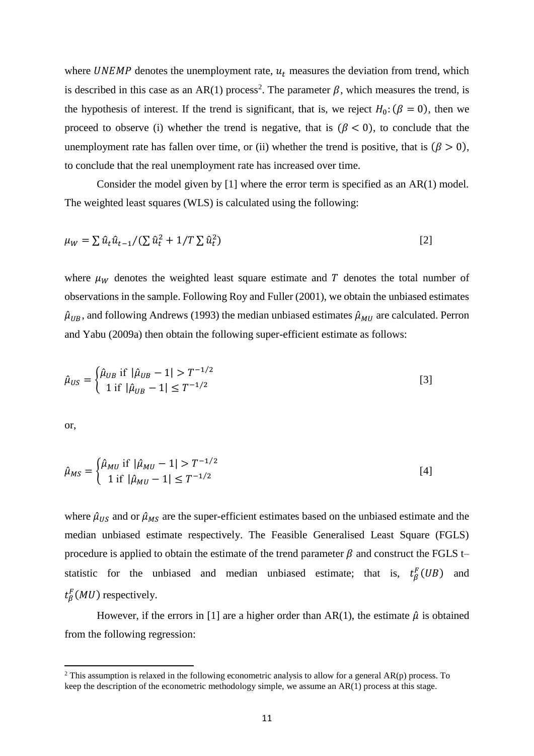where $UNEMP$ denotes the unemployment rate, $u_t$ measures the deviation from trend, which is described in this case as an AR(1) process[2]. The parameter $\beta$, which measures the trend, is the hypothesis of interest. If the trend is significant, that is, we reject $H_0: (\beta = 0)$, then we proceed to observe (i) whether the trend is negative, that is $(\beta < 0)$, to conclude that the unemployment rate has fallen over time, or (ii) whether the trend is positive, that is $(\beta > 0)$, to conclude that the real unemployment rate has increased over time.

Consider the model given by [1] where the error term is specified as an AR(1) model. The weighted least squares (WLS) is calculated using the following:

$$\mu_W = \sum \hat{u}_t \hat{u}_{t-1} / (\sum \hat{u}_t^2 + 1/T \sum \hat{u}_t^2) \qquad [2]$$

where $\mu_W$ denotes the weighted least square estimate and $T$ denotes the total number of observations in the sample. Following Roy and Fuller (2001), we obtain the unbiased estimates $\hat{\mu}_{UB}$, and following Andrews (1993) the median unbiased estimates $\hat{\mu}_{MU}$ are calculated. Perron and Yabu (2009a) then obtain the following super-efficient estimate as follows:

$$\hat{\mu}_{US} = \begin{cases} \hat{\mu}_{UB} \text{ if } |\hat{\mu}_{UB} - 1| > T^{-1/2} \\ 1 \text{ if } |\hat{\mu}_{UB} - 1| \leq T^{-1/2} \end{cases} \qquad [3]$$

or,

$$\hat{\mu}_{MS} = \begin{cases} \hat{\mu}_{MU} \text{ if } |\hat{\mu}_{MU} - 1| > T^{-1/2} \\ 1 \text{ if } |\hat{\mu}_{MU} - 1| \leq T^{-1/2} \end{cases} \qquad [4]$$

where $\hat{\mu}_{US}$ and or $\hat{\mu}_{MS}$ are the super-efficient estimates based on the unbiased estimate and the median unbiased estimate respectively. The Feasible Generalised Least Square (FGLS) procedure is applied to obtain the estimate of the trend parameter $\beta$ and construct the FGLS t–statistic for the unbiased and median unbiased estimate; that is, $t_\beta^F(UB)$ and $t_\beta^F(MU)$ respectively.

However, if the errors in [1] are a higher order than AR(1), the estimate $\hat{\mu}$ is obtained from the following regression:

---

[2] This assumption is relaxed in the following econometric analysis to allow for a general AR(p) process. To keep the description of the econometric methodology simple, we assume an AR(1) process at this stage.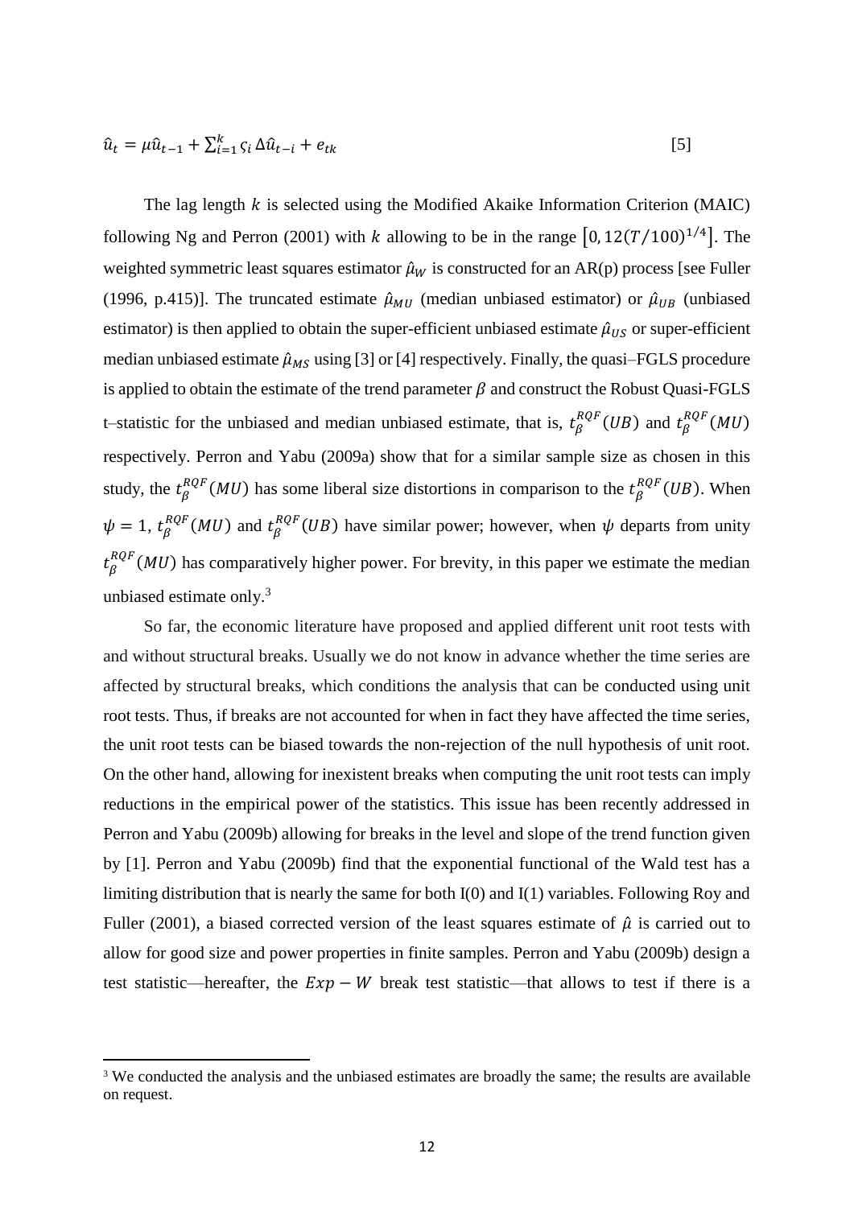$$\hat{u}_t = \mu \hat{u}_{t-1} + \sum_{i=1}^{k} \varsigma_i \Delta \hat{u}_{t-i} + e_{tk} \quad [5]$$

The lag length $k$ is selected using the Modified Akaike Information Criterion (MAIC) following Ng and Perron (2001) with $k$ allowing to be in the range $\left[0, 12(T/100)^{1/4}\right]$. The weighted symmetric least squares estimator $\hat{\mu}_W$ is constructed for an AR(p) process [see Fuller (1996, p.415)]. The truncated estimate $\hat{\mu}_{MU}$ (median unbiased estimator) or $\hat{\mu}_{UB}$ (unbiased estimator) is then applied to obtain the super-efficient unbiased estimate $\hat{\mu}_{US}$ or super-efficient median unbiased estimate $\hat{\mu}_{MS}$ using [3] or [4] respectively. Finally, the quasi–FGLS procedure is applied to obtain the estimate of the trend parameter $\beta$ and construct the Robust Quasi-FGLS t–statistic for the unbiased and median unbiased estimate, that is, $t_{\beta}^{RQF}(UB)$ and $t_{\beta}^{RQF}(MU)$ respectively. Perron and Yabu (2009a) show that for a similar sample size as chosen in this study, the $t_{\beta}^{RQF}(MU)$ has some liberal size distortions in comparison to the $t_{\beta}^{RQF}(UB)$. When $\psi = 1$, $t_{\beta}^{RQF}(MU)$ and $t_{\beta}^{RQF}(UB)$ have similar power; however, when $\psi$ departs from unity $t_{\beta}^{RQF}(MU)$ has comparatively higher power. For brevity, in this paper we estimate the median unbiased estimate only.[3]

So far, the economic literature have proposed and applied different unit root tests with and without structural breaks. Usually we do not know in advance whether the time series are affected by structural breaks, which conditions the analysis that can be conducted using unit root tests. Thus, if breaks are not accounted for when in fact they have affected the time series, the unit root tests can be biased towards the non-rejection of the null hypothesis of unit root. On the other hand, allowing for inexistent breaks when computing the unit root tests can imply reductions in the empirical power of the statistics. This issue has been recently addressed in Perron and Yabu (2009b) allowing for breaks in the level and slope of the trend function given by [1]. Perron and Yabu (2009b) find that the exponential functional of the Wald test has a limiting distribution that is nearly the same for both I(0) and I(1) variables. Following Roy and Fuller (2001), a biased corrected version of the least squares estimate of $\hat{\mu}$ is carried out to allow for good size and power properties in finite samples. Perron and Yabu (2009b) design a test statistic—hereafter, the $Exp - W$ break test statistic—that allows to test if there is a

[3] We conducted the analysis and the unbiased estimates are broadly the same; the results are available on request.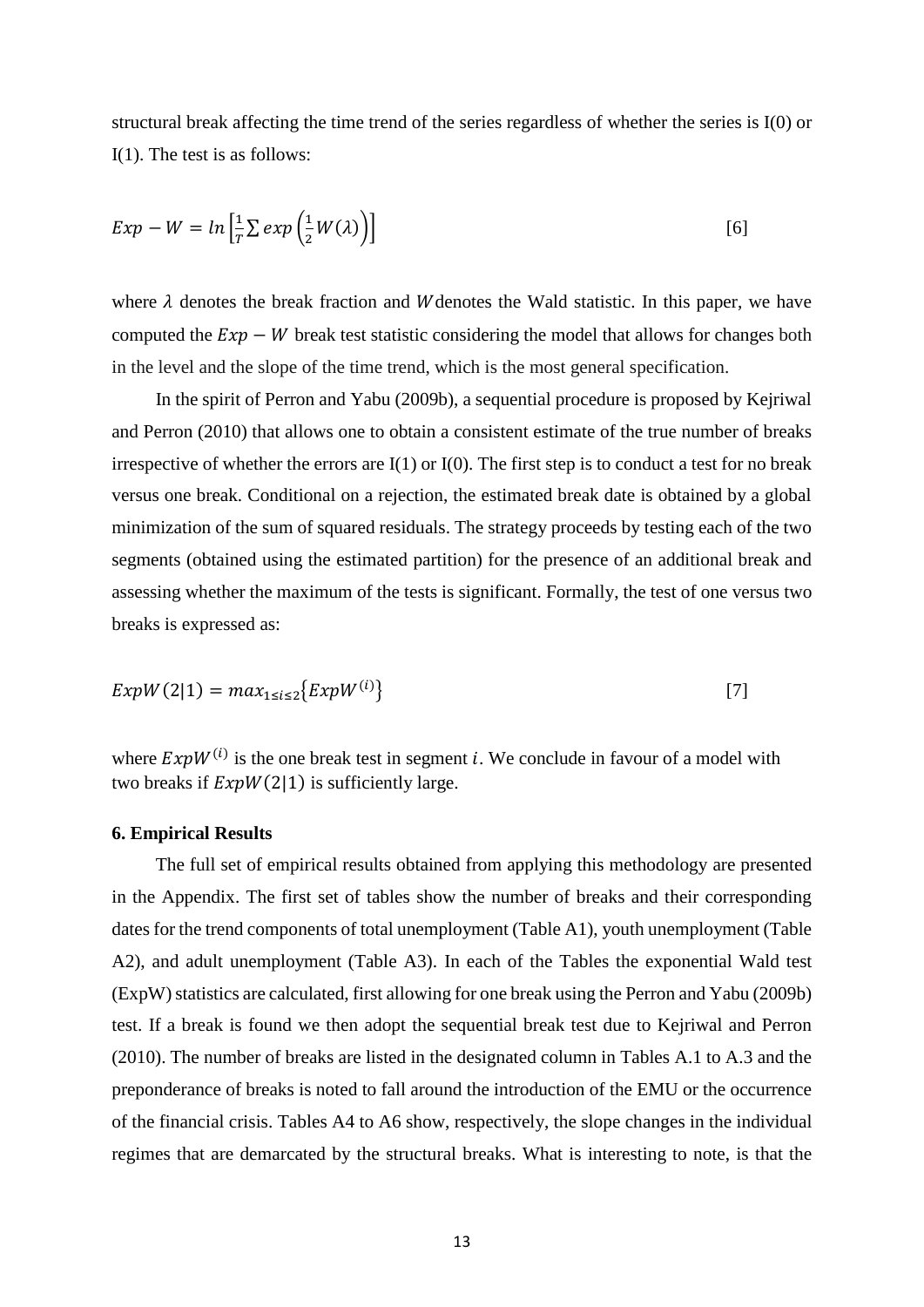structural break affecting the time trend of the series regardless of whether the series is I(0) or I(1). The test is as follows:

$$Exp - W = ln\left[\frac{1}{T}\sum exp\left(\frac{1}{2}W(\lambda)\right)\right] \quad [6]$$

where $\lambda$ denotes the break fraction and $W$ denotes the Wald statistic. In this paper, we have computed the $Exp - W$ break test statistic considering the model that allows for changes both in the level and the slope of the time trend, which is the most general specification.

In the spirit of Perron and Yabu (2009b), a sequential procedure is proposed by Kejriwal and Perron (2010) that allows one to obtain a consistent estimate of the true number of breaks irrespective of whether the errors are I(1) or I(0). The first step is to conduct a test for no break versus one break. Conditional on a rejection, the estimated break date is obtained by a global minimization of the sum of squared residuals. The strategy proceeds by testing each of the two segments (obtained using the estimated partition) for the presence of an additional break and assessing whether the maximum of the tests is significant. Formally, the test of one versus two breaks is expressed as:

$$ExpW(2|1) = max_{1\leq i\leq 2}\{ExpW^{(i)}\} \quad [7]$$

where $ExpW^{(i)}$ is the one break test in segment $i$. We conclude in favour of a model with two breaks if $ExpW(2|1)$ is sufficiently large.

**6. Empirical Results**

The full set of empirical results obtained from applying this methodology are presented in the Appendix. The first set of tables show the number of breaks and their corresponding dates for the trend components of total unemployment (Table A1), youth unemployment (Table A2), and adult unemployment (Table A3). In each of the Tables the exponential Wald test (ExpW) statistics are calculated, first allowing for one break using the Perron and Yabu (2009b) test. If a break is found we then adopt the sequential break test due to Kejriwal and Perron (2010). The number of breaks are listed in the designated column in Tables A.1 to A.3 and the preponderance of breaks is noted to fall around the introduction of the EMU or the occurrence of the financial crisis. Tables A4 to A6 show, respectively, the slope changes in the individual regimes that are demarcated by the structural breaks. What is interesting to note, is that the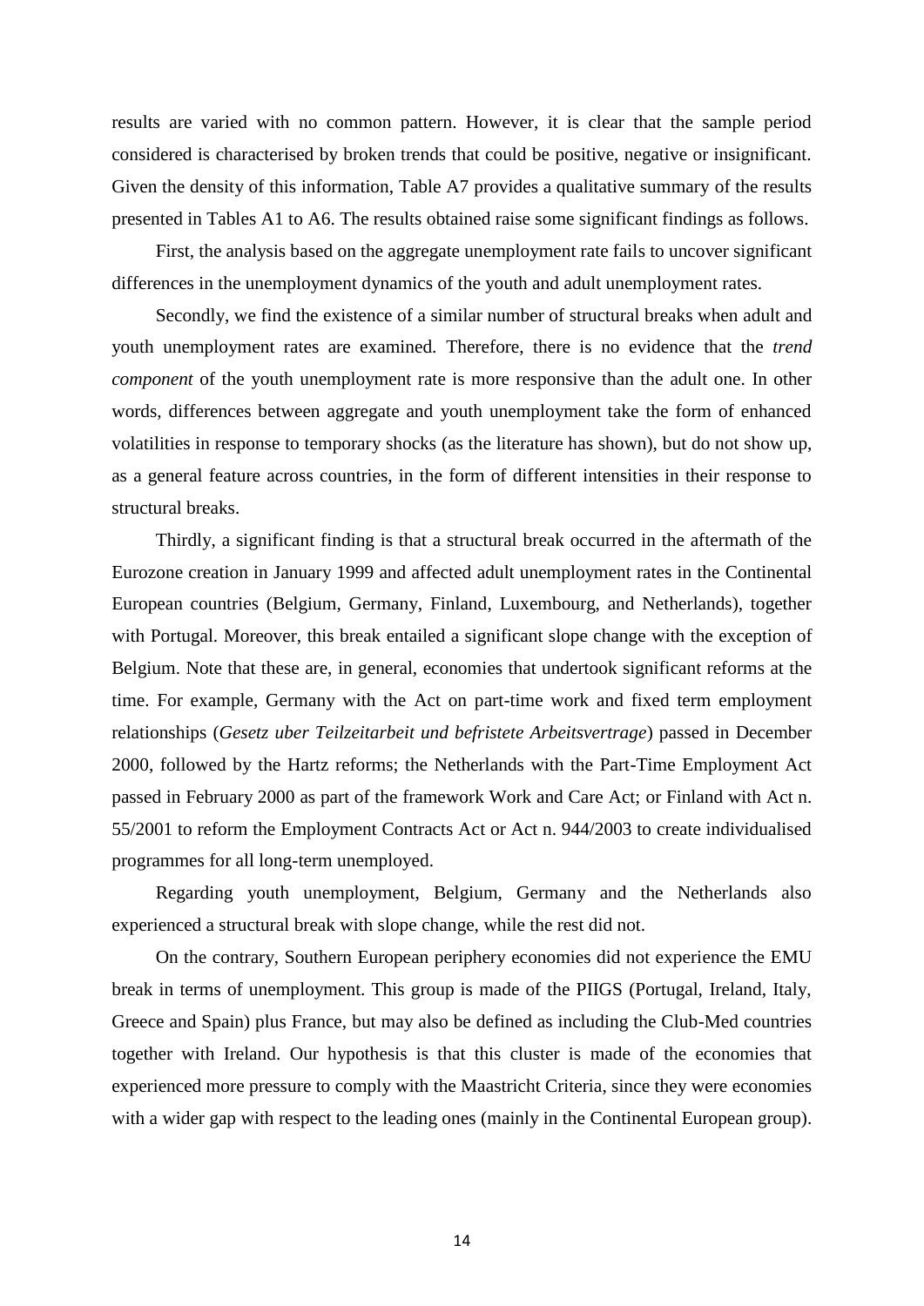results are varied with no common pattern. However, it is clear that the sample period considered is characterised by broken trends that could be positive, negative or insignificant. Given the density of this information, Table A7 provides a qualitative summary of the results presented in Tables A1 to A6. The results obtained raise some significant findings as follows.

First, the analysis based on the aggregate unemployment rate fails to uncover significant differences in the unemployment dynamics of the youth and adult unemployment rates.

Secondly, we find the existence of a similar number of structural breaks when adult and youth unemployment rates are examined. Therefore, there is no evidence that the *trend component* of the youth unemployment rate is more responsive than the adult one. In other words, differences between aggregate and youth unemployment take the form of enhanced volatilities in response to temporary shocks (as the literature has shown), but do not show up, as a general feature across countries, in the form of different intensities in their response to structural breaks.

Thirdly, a significant finding is that a structural break occurred in the aftermath of the Eurozone creation in January 1999 and affected adult unemployment rates in the Continental European countries (Belgium, Germany, Finland, Luxembourg, and Netherlands), together with Portugal. Moreover, this break entailed a significant slope change with the exception of Belgium. Note that these are, in general, economies that undertook significant reforms at the time. For example, Germany with the Act on part-time work and fixed term employment relationships (*Gesetz uber Teilzeitarbeit und befristete Arbeitsvertrage*) passed in December 2000, followed by the Hartz reforms; the Netherlands with the Part-Time Employment Act passed in February 2000 as part of the framework Work and Care Act; or Finland with Act n. 55/2001 to reform the Employment Contracts Act or Act n. 944/2003 to create individualised programmes for all long-term unemployed.

Regarding youth unemployment, Belgium, Germany and the Netherlands also experienced a structural break with slope change, while the rest did not.

On the contrary, Southern European periphery economies did not experience the EMU break in terms of unemployment. This group is made of the PIIGS (Portugal, Ireland, Italy, Greece and Spain) plus France, but may also be defined as including the Club-Med countries together with Ireland. Our hypothesis is that this cluster is made of the economies that experienced more pressure to comply with the Maastricht Criteria, since they were economies with a wider gap with respect to the leading ones (mainly in the Continental European group).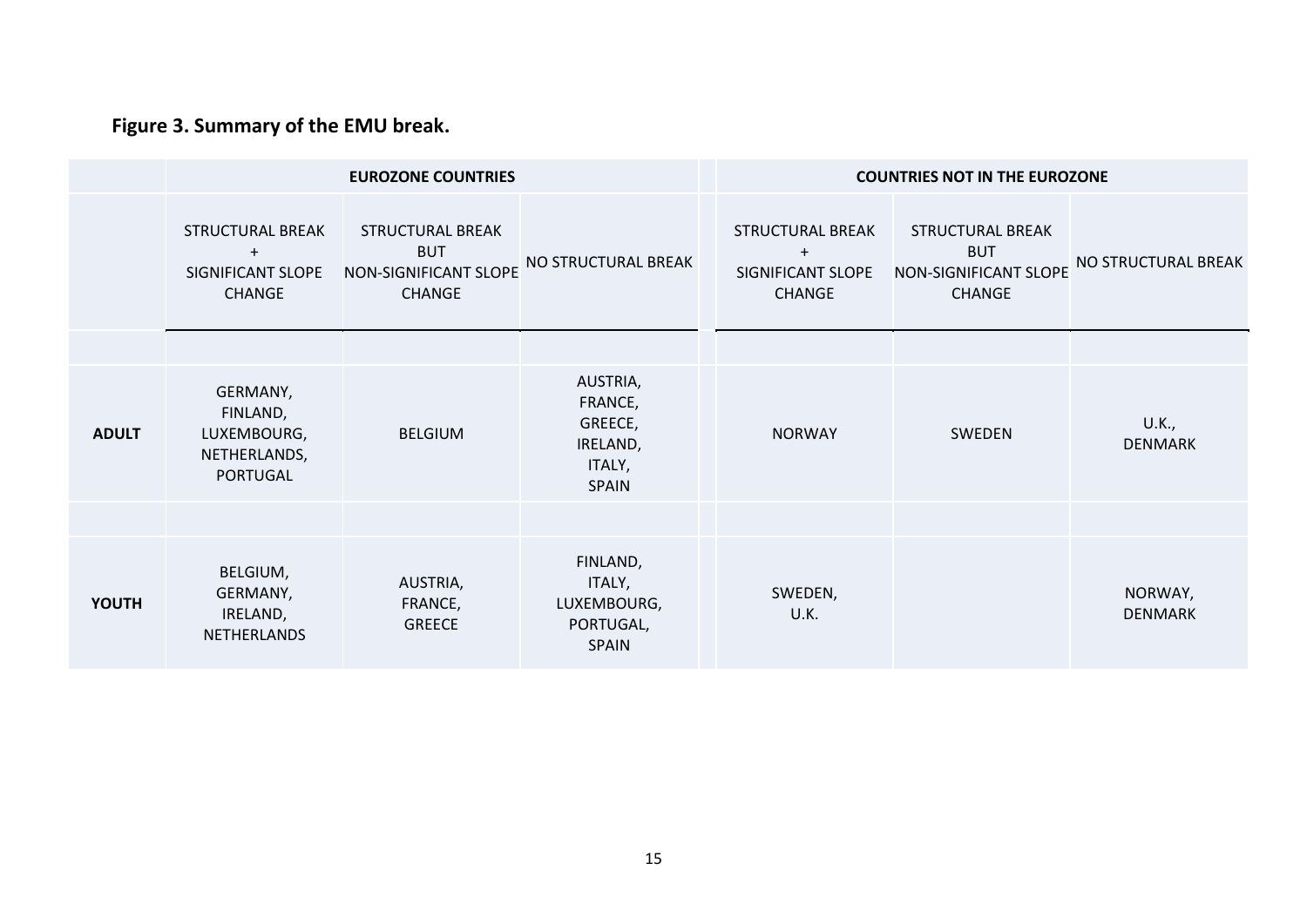**Figure 3. Summary of the EMU break.**

| | EUROZONE COUNTRIES | | | COUNTRIES NOT IN THE EUROZONE | | |
|---|---|---|---|---|---|---|
| | STRUCTURAL BREAK + SIGNIFICANT SLOPE CHANGE | STRUCTURAL BREAK BUT NON-SIGNIFICANT SLOPE CHANGE | NO STRUCTURAL BREAK | STRUCTURAL BREAK + SIGNIFICANT SLOPE CHANGE | STRUCTURAL BREAK BUT NON-SIGNIFICANT SLOPE CHANGE | NO STRUCTURAL BREAK |
| **ADULT** | GERMANY, FINLAND, LUXEMBOURG, NETHERLANDS, PORTUGAL | BELGIUM | AUSTRIA, FRANCE, GREECE, IRELAND, ITALY, SPAIN | NORWAY | SWEDEN | U.K., DENMARK |
| **YOUTH** | BELGIUM, GERMANY, IRELAND, NETHERLANDS | AUSTRIA, FRANCE, GREECE | FINLAND, ITALY, LUXEMBOURG, PORTUGAL, SPAIN | SWEDEN, U.K. | | NORWAY, DENMARK |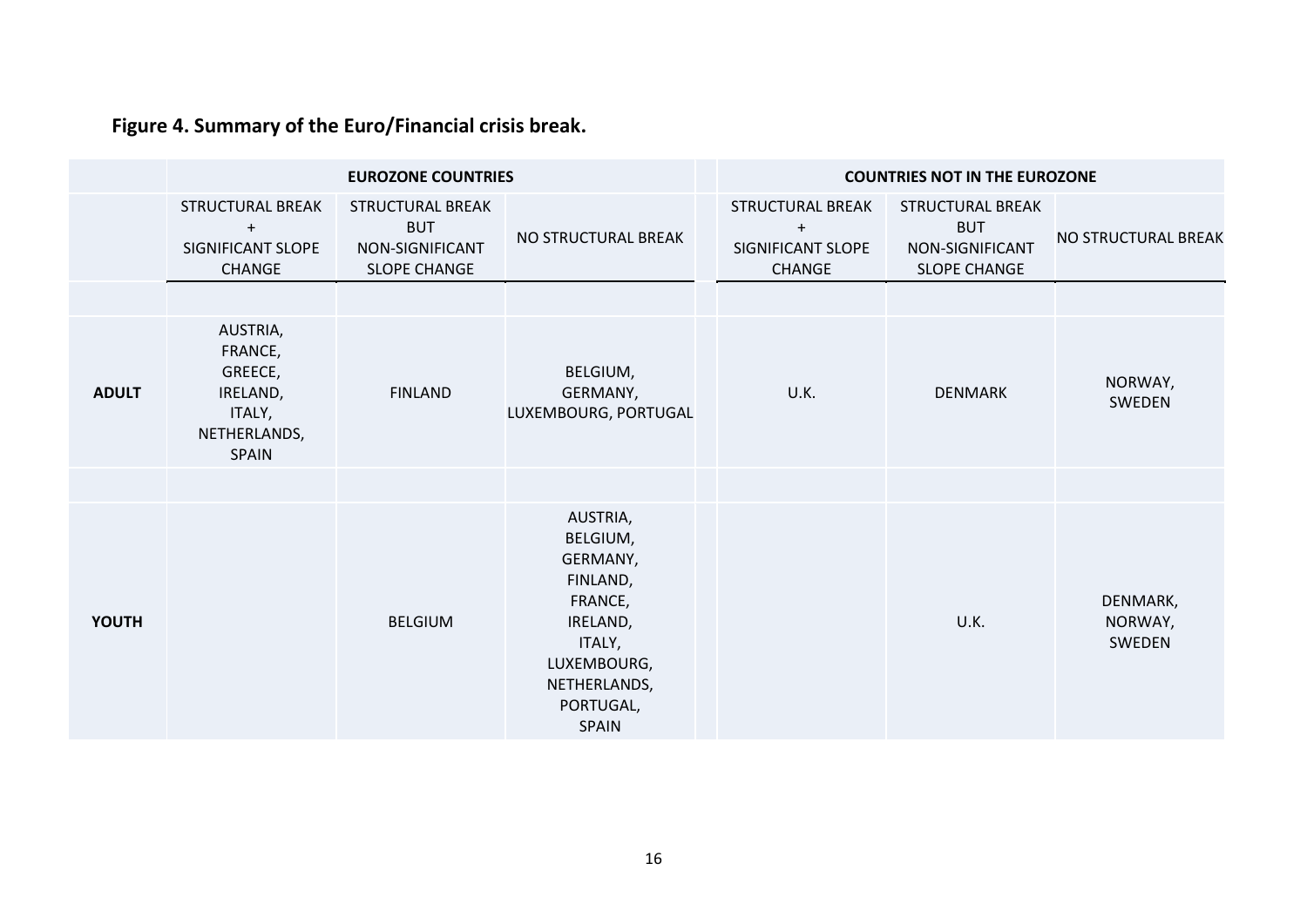**Figure 4. Summary of the Euro/Financial crisis break.**

| | EUROZONE COUNTRIES | | | COUNTRIES NOT IN THE EUROZONE | | |
|---|---|---|---|---|---|---|
| | STRUCTURAL BREAK + SIGNIFICANT SLOPE CHANGE | STRUCTURAL BREAK BUT NON-SIGNIFICANT SLOPE CHANGE | NO STRUCTURAL BREAK | STRUCTURAL BREAK + SIGNIFICANT SLOPE CHANGE | STRUCTURAL BREAK BUT NON-SIGNIFICANT SLOPE CHANGE | NO STRUCTURAL BREAK |
| **ADULT** | AUSTRIA, FRANCE, GREECE, IRELAND, ITALY, NETHERLANDS, SPAIN | FINLAND | BELGIUM, GERMANY, LUXEMBOURG, PORTUGAL | U.K. | DENMARK | NORWAY, SWEDEN |
| **YOUTH** | | BELGIUM | AUSTRIA, BELGIUM, GERMANY, FINLAND, FRANCE, IRELAND, ITALY, LUXEMBOURG, NETHERLANDS, PORTUGAL, SPAIN | | U.K. | DENMARK, NORWAY, SWEDEN |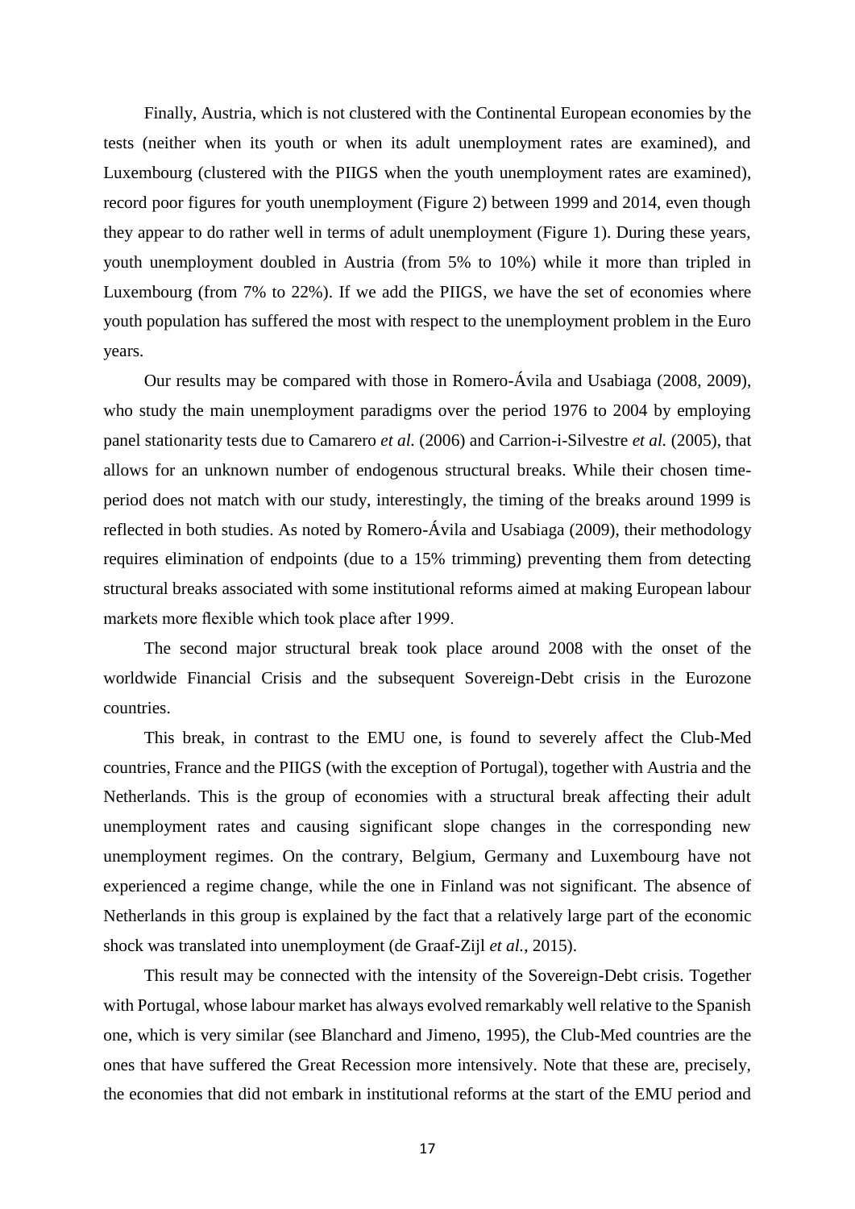Finally, Austria, which is not clustered with the Continental European economies by the tests (neither when its youth or when its adult unemployment rates are examined), and Luxembourg (clustered with the PIIGS when the youth unemployment rates are examined), record poor figures for youth unemployment (Figure 2) between 1999 and 2014, even though they appear to do rather well in terms of adult unemployment (Figure 1). During these years, youth unemployment doubled in Austria (from 5% to 10%) while it more than tripled in Luxembourg (from 7% to 22%). If we add the PIIGS, we have the set of economies where youth population has suffered the most with respect to the unemployment problem in the Euro years.

Our results may be compared with those in Romero-Ávila and Usabiaga (2008, 2009), who study the main unemployment paradigms over the period 1976 to 2004 by employing panel stationarity tests due to Camarero *et al.* (2006) and Carrion-i-Silvestre *et al.* (2005), that allows for an unknown number of endogenous structural breaks. While their chosen time-period does not match with our study, interestingly, the timing of the breaks around 1999 is reflected in both studies. As noted by Romero-Ávila and Usabiaga (2009), their methodology requires elimination of endpoints (due to a 15% trimming) preventing them from detecting structural breaks associated with some institutional reforms aimed at making European labour markets more flexible which took place after 1999.

The second major structural break took place around 2008 with the onset of the worldwide Financial Crisis and the subsequent Sovereign-Debt crisis in the Eurozone countries.

This break, in contrast to the EMU one, is found to severely affect the Club-Med countries, France and the PIIGS (with the exception of Portugal), together with Austria and the Netherlands. This is the group of economies with a structural break affecting their adult unemployment rates and causing significant slope changes in the corresponding new unemployment regimes. On the contrary, Belgium, Germany and Luxembourg have not experienced a regime change, while the one in Finland was not significant. The absence of Netherlands in this group is explained by the fact that a relatively large part of the economic shock was translated into unemployment (de Graaf-Zijl *et al.*, 2015).

This result may be connected with the intensity of the Sovereign-Debt crisis. Together with Portugal, whose labour market has always evolved remarkably well relative to the Spanish one, which is very similar (see Blanchard and Jimeno, 1995), the Club-Med countries are the ones that have suffered the Great Recession more intensively. Note that these are, precisely, the economies that did not embark in institutional reforms at the start of the EMU period and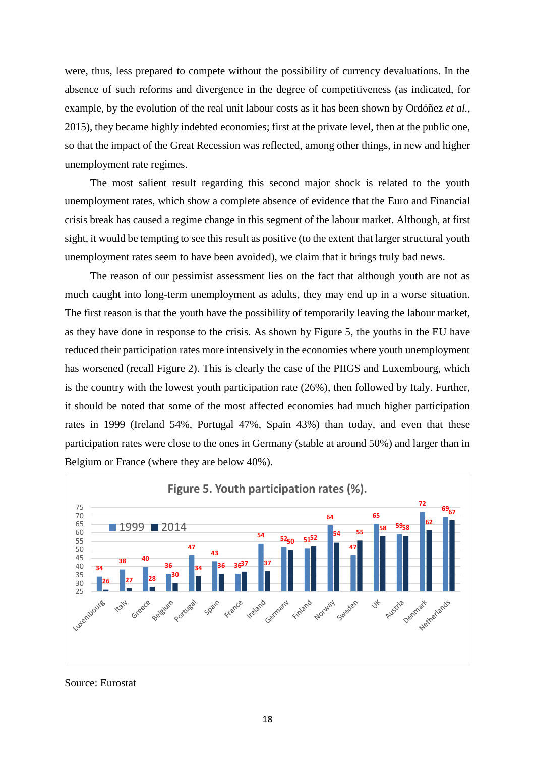were, thus, less prepared to compete without the possibility of currency devaluations. In the absence of such reforms and divergence in the degree of competitiveness (as indicated, for example, by the evolution of the real unit labour costs as it has been shown by Ordóñez *et al.*, 2015), they became highly indebted economies; first at the private level, then at the public one, so that the impact of the Great Recession was reflected, among other things, in new and higher unemployment rate regimes.

The most salient result regarding this second major shock is related to the youth unemployment rates, which show a complete absence of evidence that the Euro and Financial crisis break has caused a regime change in this segment of the labour market. Although, at first sight, it would be tempting to see this result as positive (to the extent that larger structural youth unemployment rates seem to have been avoided), we claim that it brings truly bad news.

The reason of our pessimist assessment lies on the fact that although youth are not as much caught into long-term unemployment as adults, they may end up in a worse situation. The first reason is that the youth have the possibility of temporarily leaving the labour market, as they have done in response to the crisis. As shown by Figure 5, the youths in the EU have reduced their participation rates more intensively in the economies where youth unemployment has worsened (recall Figure 2). This is clearly the case of the PIIGS and Luxembourg, which is the country with the lowest youth participation rate (26%), then followed by Italy. Further, it should be noted that some of the most affected economies had much higher participation rates in 1999 (Ireland 54%, Portugal 47%, Spain 43%) than today, and even that these participation rates were close to the ones in Germany (stable at around 50%) and larger than in Belgium or France (where they are below 40%).

**Figure 5. Youth participation rates (%).**

| Country | 1999 | 2014 |
|---|---|---|
| Luxembourg | 34 | 26 |
| Italy | 38 | 27 |
| Greece | 40 | 28 |
| Belgium | 36 | 30 |
| Portugal | 47 | 34 |
| Spain | 43 | 36 |
| France | 36 | 37 |
| Ireland | 54 | 37 |
| Germany | 52 | 50 |
| Finland | 51 | 52 |
| Norway | 64 | 54 |
| Sweden | 47 | 55 |
| UK | 65 | 58 |
| Austria | 59 | 58 |
| Denmark | 72 | 62 |
| Netherlands | 69 | 67 |

Source: Eurostat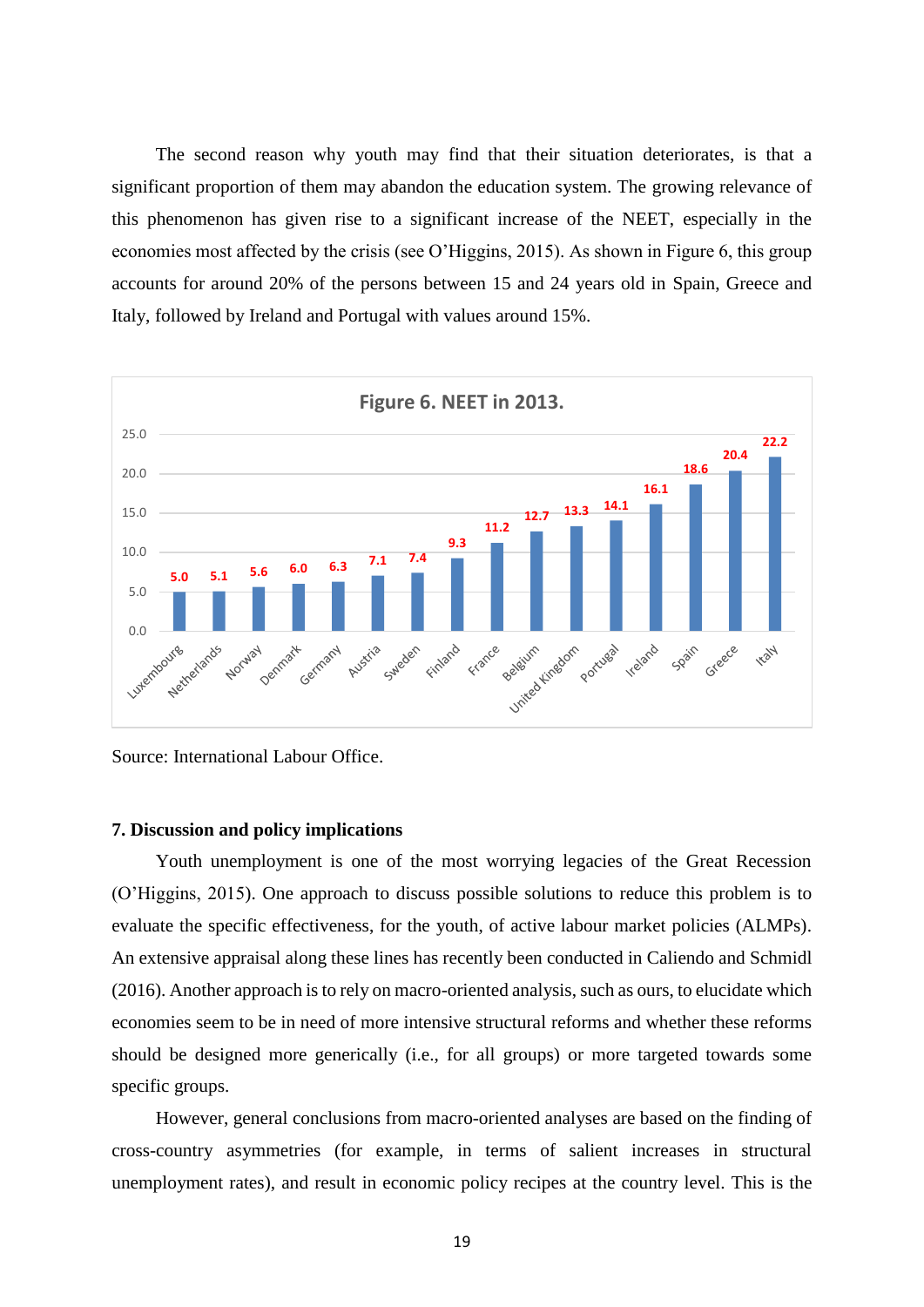The second reason why youth may find that their situation deteriorates, is that a significant proportion of them may abandon the education system. The growing relevance of this phenomenon has given rise to a significant increase of the NEET, especially in the economies most affected by the crisis (see O'Higgins, 2015). As shown in Figure 6, this group accounts for around 20% of the persons between 15 and 24 years old in Spain, Greece and Italy, followed by Ireland and Portugal with values around 15%.

**Figure 6. NEET in 2013.**

| Country | NEET |
|---|---|
| Luxembourg | 5.0 |
| Netherlands | 5.1 |
| Norway | 5.6 |
| Denmark | 6.0 |
| Germany | 6.3 |
| Austria | 7.1 |
| Sweden | 7.4 |
| Finland | 9.3 |
| France | 11.2 |
| Belgium | 12.7 |
| United Kingdom | 13.3 |
| Portugal | 14.1 |
| Ireland | 16.1 |
| Spain | 18.6 |
| Greece | 20.4 |
| Italy | 22.2 |

Source: International Labour Office.

## 7. Discussion and policy implications

Youth unemployment is one of the most worrying legacies of the Great Recession (O'Higgins, 2015). One approach to discuss possible solutions to reduce this problem is to evaluate the specific effectiveness, for the youth, of active labour market policies (ALMPs). An extensive appraisal along these lines has recently been conducted in Caliendo and Schmidl (2016). Another approach is to rely on macro-oriented analysis, such as ours, to elucidate which economies seem to be in need of more intensive structural reforms and whether these reforms should be designed more generically (i.e., for all groups) or more targeted towards some specific groups.

However, general conclusions from macro-oriented analyses are based on the finding of cross-country asymmetries (for example, in terms of salient increases in structural unemployment rates), and result in economic policy recipes at the country level. This is the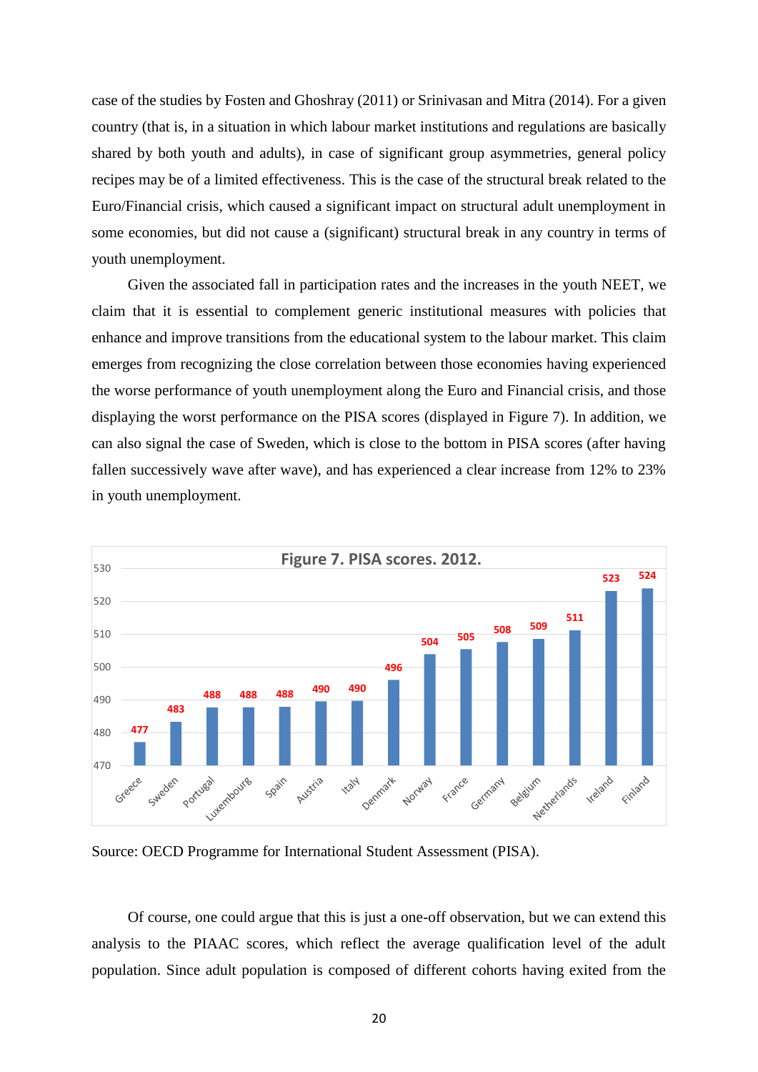case of the studies by Fosten and Ghoshray (2011) or Srinivasan and Mitra (2014). For a given country (that is, in a situation in which labour market institutions and regulations are basically shared by both youth and adults), in case of significant group asymmetries, general policy recipes may be of a limited effectiveness. This is the case of the structural break related to the Euro/Financial crisis, which caused a significant impact on structural adult unemployment in some economies, but did not cause a (significant) structural break in any country in terms of youth unemployment.

Given the associated fall in participation rates and the increases in the youth NEET, we claim that it is essential to complement generic institutional measures with policies that enhance and improve transitions from the educational system to the labour market. This claim emerges from recognizing the close correlation between those economies having experienced the worse performance of youth unemployment along the Euro and Financial crisis, and those displaying the worst performance on the PISA scores (displayed in Figure 7). In addition, we can also signal the case of Sweden, which is close to the bottom in PISA scores (after having fallen successively wave after wave), and has experienced a clear increase from 12% to 23% in youth unemployment.

**Figure 7. PISA scores. 2012.**

| Country | PISA score |
|---|---|
| Greece | 477 |
| Sweden | 483 |
| Portugal | 488 |
| Luxembourg | 488 |
| Spain | 488 |
| Austria | 490 |
| Italy | 490 |
| Denmark | 496 |
| Norway | 504 |
| France | 505 |
| Germany | 508 |
| Belgium | 509 |
| Netherlands | 511 |
| Ireland | 523 |
| Finland | 524 |

Source: OECD Programme for International Student Assessment (PISA).

Of course, one could argue that this is just a one-off observation, but we can extend this analysis to the PIAAC scores, which reflect the average qualification level of the adult population. Since adult population is composed of different cohorts having exited from the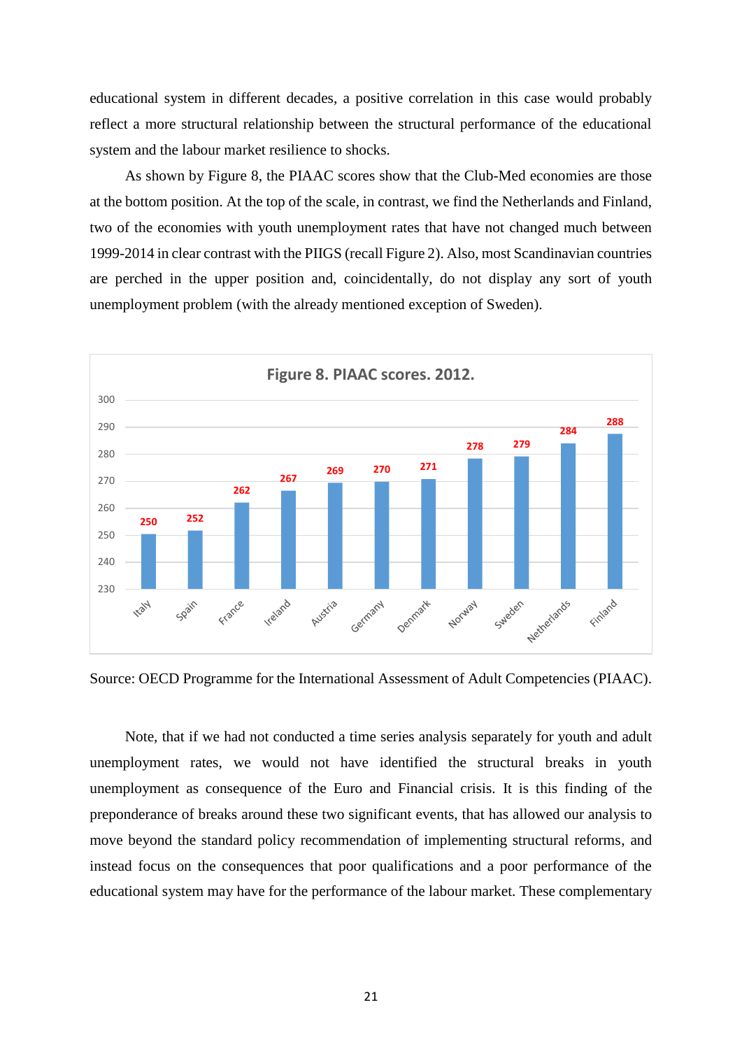educational system in different decades, a positive correlation in this case would probably reflect a more structural relationship between the structural performance of the educational system and the labour market resilience to shocks.

As shown by Figure 8, the PIAAC scores show that the Club-Med economies are those at the bottom position. At the top of the scale, in contrast, we find the Netherlands and Finland, two of the economies with youth unemployment rates that have not changed much between 1999-2014 in clear contrast with the PIIGS (recall Figure 2). Also, most Scandinavian countries are perched in the upper position and, coincidentally, do not display any sort of youth unemployment problem (with the already mentioned exception of Sweden).

**Figure 8. PIAAC scores. 2012.**

| Country | PIAAC score |
|---|---|
| Italy | 250 |
| Spain | 252 |
| France | 262 |
| Ireland | 267 |
| Austria | 269 |
| Germany | 270 |
| Denmark | 271 |
| Norway | 278 |
| Sweden | 279 |
| Netherlands | 284 |
| Finland | 288 |

Source: OECD Programme for the International Assessment of Adult Competencies (PIAAC).

Note, that if we had not conducted a time series analysis separately for youth and adult unemployment rates, we would not have identified the structural breaks in youth unemployment as consequence of the Euro and Financial crisis. It is this finding of the preponderance of breaks around these two significant events, that has allowed our analysis to move beyond the standard policy recommendation of implementing structural reforms, and instead focus on the consequences that poor qualifications and a poor performance of the educational system may have for the performance of the labour market. These complementary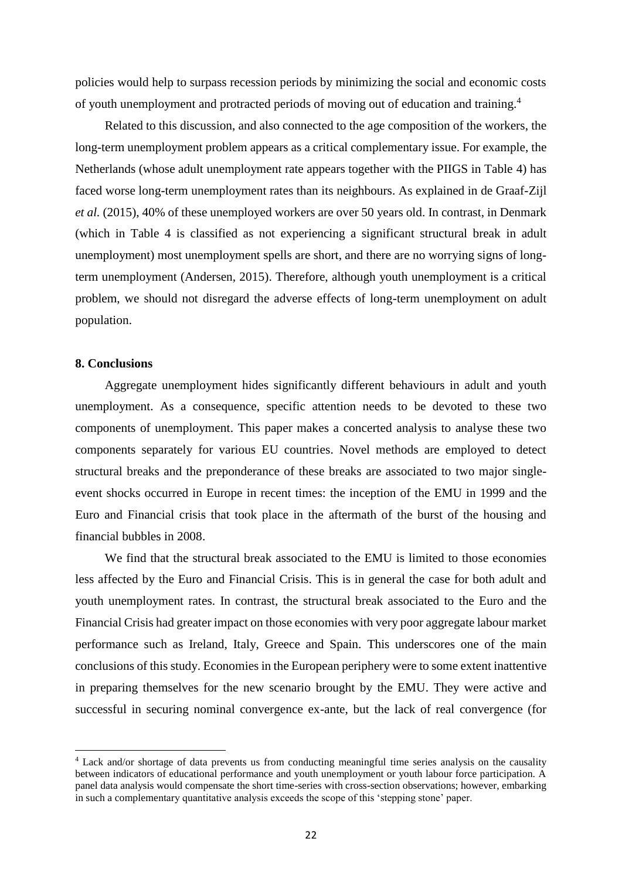policies would help to surpass recession periods by minimizing the social and economic costs of youth unemployment and protracted periods of moving out of education and training.[4]

Related to this discussion, and also connected to the age composition of the workers, the long-term unemployment problem appears as a critical complementary issue. For example, the Netherlands (whose adult unemployment rate appears together with the PIIGS in Table 4) has faced worse long-term unemployment rates than its neighbours. As explained in de Graaf-Zijl *et al.* (2015), 40% of these unemployed workers are over 50 years old. In contrast, in Denmark (which in Table 4 is classified as not experiencing a significant structural break in adult unemployment) most unemployment spells are short, and there are no worrying signs of long-term unemployment (Andersen, 2015). Therefore, although youth unemployment is a critical problem, we should not disregard the adverse effects of long-term unemployment on adult population.

## 8. Conclusions

Aggregate unemployment hides significantly different behaviours in adult and youth unemployment. As a consequence, specific attention needs to be devoted to these two components of unemployment. This paper makes a concerted analysis to analyse these two components separately for various EU countries. Novel methods are employed to detect structural breaks and the preponderance of these breaks are associated to two major single-event shocks occurred in Europe in recent times: the inception of the EMU in 1999 and the Euro and Financial crisis that took place in the aftermath of the burst of the housing and financial bubbles in 2008.

We find that the structural break associated to the EMU is limited to those economies less affected by the Euro and Financial Crisis. This is in general the case for both adult and youth unemployment rates. In contrast, the structural break associated to the Euro and the Financial Crisis had greater impact on those economies with very poor aggregate labour market performance such as Ireland, Italy, Greece and Spain. This underscores one of the main conclusions of this study. Economies in the European periphery were to some extent inattentive in preparing themselves for the new scenario brought by the EMU. They were active and successful in securing nominal convergence ex-ante, but the lack of real convergence (for

[4] Lack and/or shortage of data prevents us from conducting meaningful time series analysis on the causality between indicators of educational performance and youth unemployment or youth labour force participation. A panel data analysis would compensate the short time-series with cross-section observations; however, embarking in such a complementary quantitative analysis exceeds the scope of this 'stepping stone' paper.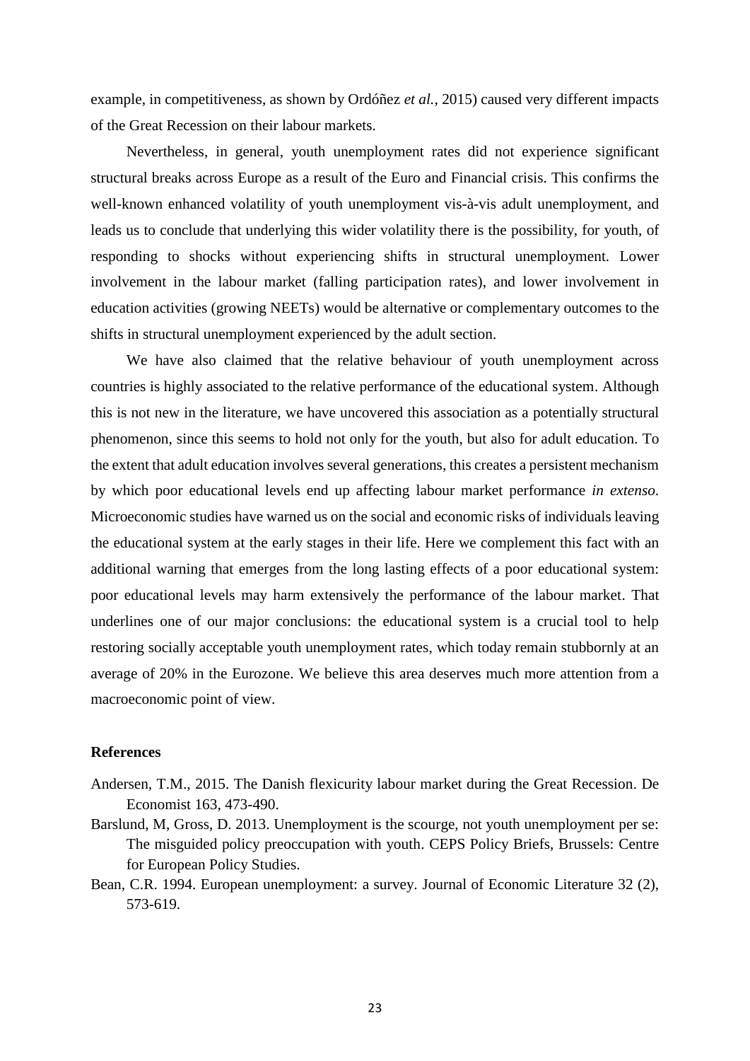example, in competitiveness, as shown by Ordóñez *et al.*, 2015) caused very different impacts of the Great Recession on their labour markets.

Nevertheless, in general, youth unemployment rates did not experience significant structural breaks across Europe as a result of the Euro and Financial crisis. This confirms the well-known enhanced volatility of youth unemployment vis-à-vis adult unemployment, and leads us to conclude that underlying this wider volatility there is the possibility, for youth, of responding to shocks without experiencing shifts in structural unemployment. Lower involvement in the labour market (falling participation rates), and lower involvement in education activities (growing NEETs) would be alternative or complementary outcomes to the shifts in structural unemployment experienced by the adult section.

We have also claimed that the relative behaviour of youth unemployment across countries is highly associated to the relative performance of the educational system. Although this is not new in the literature, we have uncovered this association as a potentially structural phenomenon, since this seems to hold not only for the youth, but also for adult education. To the extent that adult education involves several generations, this creates a persistent mechanism by which poor educational levels end up affecting labour market performance *in extenso*. Microeconomic studies have warned us on the social and economic risks of individuals leaving the educational system at the early stages in their life. Here we complement this fact with an additional warning that emerges from the long lasting effects of a poor educational system: poor educational levels may harm extensively the performance of the labour market. That underlines one of our major conclusions: the educational system is a crucial tool to help restoring socially acceptable youth unemployment rates, which today remain stubbornly at an average of 20% in the Eurozone. We believe this area deserves much more attention from a macroeconomic point of view.

## References

Andersen, T.M., 2015. The Danish flexicurity labour market during the Great Recession. De Economist 163, 473-490.

Barslund, M, Gross, D. 2013. Unemployment is the scourge, not youth unemployment per se: The misguided policy preoccupation with youth. CEPS Policy Briefs, Brussels: Centre for European Policy Studies.

Bean, C.R. 1994. European unemployment: a survey. Journal of Economic Literature 32 (2), 573-619.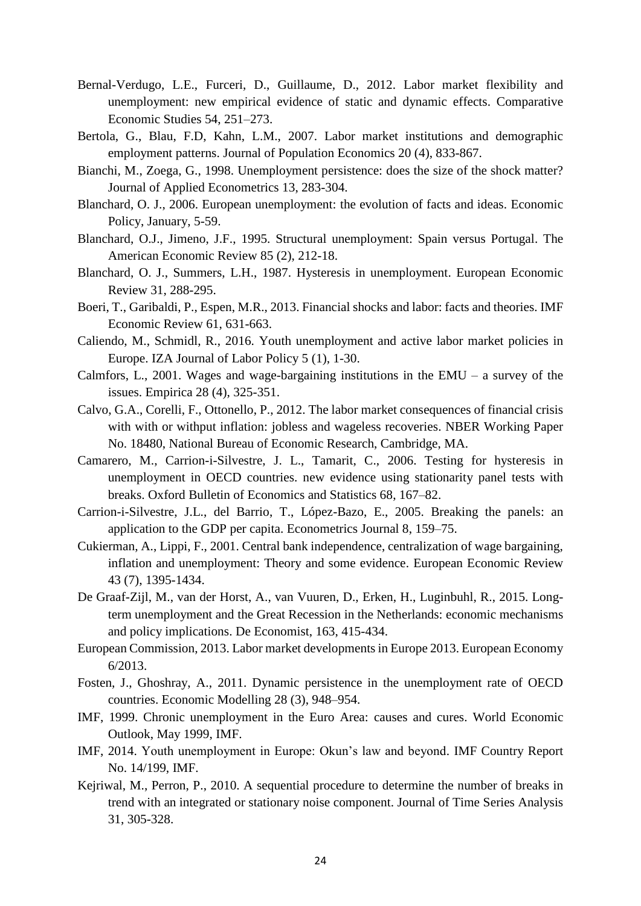Bernal-Verdugo, L.E., Furceri, D., Guillaume, D., 2012. Labor market flexibility and unemployment: new empirical evidence of static and dynamic effects. Comparative Economic Studies 54, 251–273.

Bertola, G., Blau, F.D, Kahn, L.M., 2007. Labor market institutions and demographic employment patterns. Journal of Population Economics 20 (4), 833-867.

Bianchi, M., Zoega, G., 1998. Unemployment persistence: does the size of the shock matter? Journal of Applied Econometrics 13, 283-304.

Blanchard, O. J., 2006. European unemployment: the evolution of facts and ideas. Economic Policy, January, 5-59.

Blanchard, O.J., Jimeno, J.F., 1995. Structural unemployment: Spain versus Portugal. The American Economic Review 85 (2), 212-18.

Blanchard, O. J., Summers, L.H., 1987. Hysteresis in unemployment. European Economic Review 31, 288-295.

Boeri, T., Garibaldi, P., Espen, M.R., 2013. Financial shocks and labor: facts and theories. IMF Economic Review 61, 631-663.

Caliendo, M., Schmidl, R., 2016. Youth unemployment and active labor market policies in Europe. IZA Journal of Labor Policy 5 (1), 1-30.

Calmfors, L., 2001. Wages and wage-bargaining institutions in the EMU – a survey of the issues. Empirica 28 (4), 325-351.

Calvo, G.A., Corelli, F., Ottonello, P., 2012. The labor market consequences of financial crisis with with or withput inflation: jobless and wageless recoveries. NBER Working Paper No. 18480, National Bureau of Economic Research, Cambridge, MA.

Camarero, M., Carrion-i-Silvestre, J. L., Tamarit, C., 2006. Testing for hysteresis in unemployment in OECD countries. new evidence using stationarity panel tests with breaks. Oxford Bulletin of Economics and Statistics 68, 167–82.

Carrion-i-Silvestre, J.L., del Barrio, T., López-Bazo, E., 2005. Breaking the panels: an application to the GDP per capita. Econometrics Journal 8, 159–75.

Cukierman, A., Lippi, F., 2001. Central bank independence, centralization of wage bargaining, inflation and unemployment: Theory and some evidence. European Economic Review 43 (7), 1395-1434.

De Graaf-Zijl, M., van der Horst, A., van Vuuren, D., Erken, H., Luginbuhl, R., 2015. Long-term unemployment and the Great Recession in the Netherlands: economic mechanisms and policy implications. De Economist, 163, 415-434.

European Commission, 2013. Labor market developments in Europe 2013. European Economy 6/2013.

Fosten, J., Ghoshray, A., 2011. Dynamic persistence in the unemployment rate of OECD countries. Economic Modelling 28 (3), 948–954.

IMF, 1999. Chronic unemployment in the Euro Area: causes and cures. World Economic Outlook, May 1999, IMF.

IMF, 2014. Youth unemployment in Europe: Okun's law and beyond. IMF Country Report No. 14/199, IMF.

Kejriwal, M., Perron, P., 2010. A sequential procedure to determine the number of breaks in trend with an integrated or stationary noise component. Journal of Time Series Analysis 31, 305-328.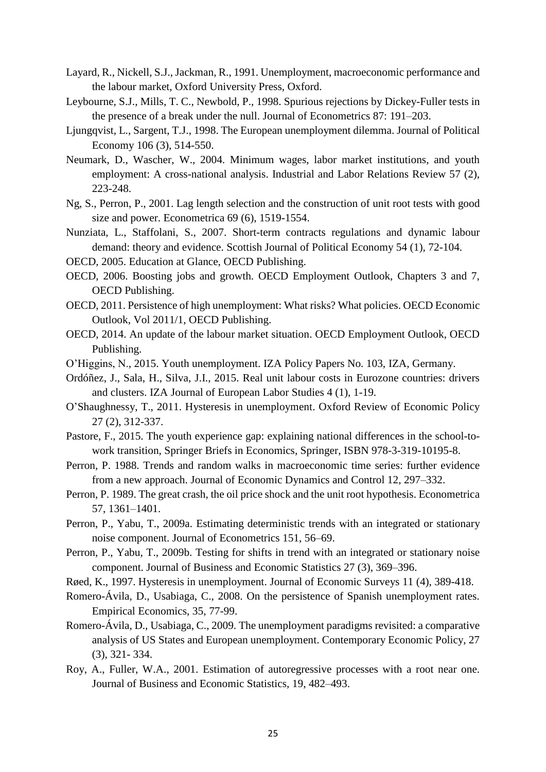Layard, R., Nickell, S.J., Jackman, R., 1991. Unemployment, macroeconomic performance and the labour market, Oxford University Press, Oxford.

Leybourne, S.J., Mills, T. C., Newbold, P., 1998. Spurious rejections by Dickey-Fuller tests in the presence of a break under the null. Journal of Econometrics 87: 191–203.

Ljungqvist, L., Sargent, T.J., 1998. The European unemployment dilemma. Journal of Political Economy 106 (3), 514-550.

Neumark, D., Wascher, W., 2004. Minimum wages, labor market institutions, and youth employment: A cross-national analysis. Industrial and Labor Relations Review 57 (2), 223-248.

Ng, S., Perron, P., 2001. Lag length selection and the construction of unit root tests with good size and power. Econometrica 69 (6), 1519-1554.

Nunziata, L., Staffolani, S., 2007. Short-term contracts regulations and dynamic labour demand: theory and evidence. Scottish Journal of Political Economy 54 (1), 72-104.

OECD, 2005. Education at Glance, OECD Publishing.

OECD, 2006. Boosting jobs and growth. OECD Employment Outlook, Chapters 3 and 7, OECD Publishing.

OECD, 2011. Persistence of high unemployment: What risks? What policies. OECD Economic Outlook, Vol 2011/1, OECD Publishing.

OECD, 2014. An update of the labour market situation. OECD Employment Outlook, OECD Publishing.

O'Higgins, N., 2015. Youth unemployment. IZA Policy Papers No. 103, IZA, Germany.

Ordóñez, J., Sala, H., Silva, J.I., 2015. Real unit labour costs in Eurozone countries: drivers and clusters. IZA Journal of European Labor Studies 4 (1), 1-19.

O'Shaughnessy, T., 2011. Hysteresis in unemployment. Oxford Review of Economic Policy 27 (2), 312-337.

Pastore, F., 2015. The youth experience gap: explaining national differences in the school-to-work transition, Springer Briefs in Economics, Springer, ISBN 978-3-319-10195-8.

Perron, P. 1988. Trends and random walks in macroeconomic time series: further evidence from a new approach. Journal of Economic Dynamics and Control 12, 297–332.

Perron, P. 1989. The great crash, the oil price shock and the unit root hypothesis. Econometrica 57, 1361–1401.

Perron, P., Yabu, T., 2009a. Estimating deterministic trends with an integrated or stationary noise component. Journal of Econometrics 151, 56–69.

Perron, P., Yabu, T., 2009b. Testing for shifts in trend with an integrated or stationary noise component. Journal of Business and Economic Statistics 27 (3), 369–396.

Røed, K., 1997. Hysteresis in unemployment. Journal of Economic Surveys 11 (4), 389-418.

Romero-Ávila, D., Usabiaga, C., 2008. On the persistence of Spanish unemployment rates. Empirical Economics, 35, 77-99.

Romero-Ávila, D., Usabiaga, C., 2009. The unemployment paradigms revisited: a comparative analysis of US States and European unemployment. Contemporary Economic Policy, 27 (3), 321- 334.

Roy, A., Fuller, W.A., 2001. Estimation of autoregressive processes with a root near one. Journal of Business and Economic Statistics, 19, 482–493.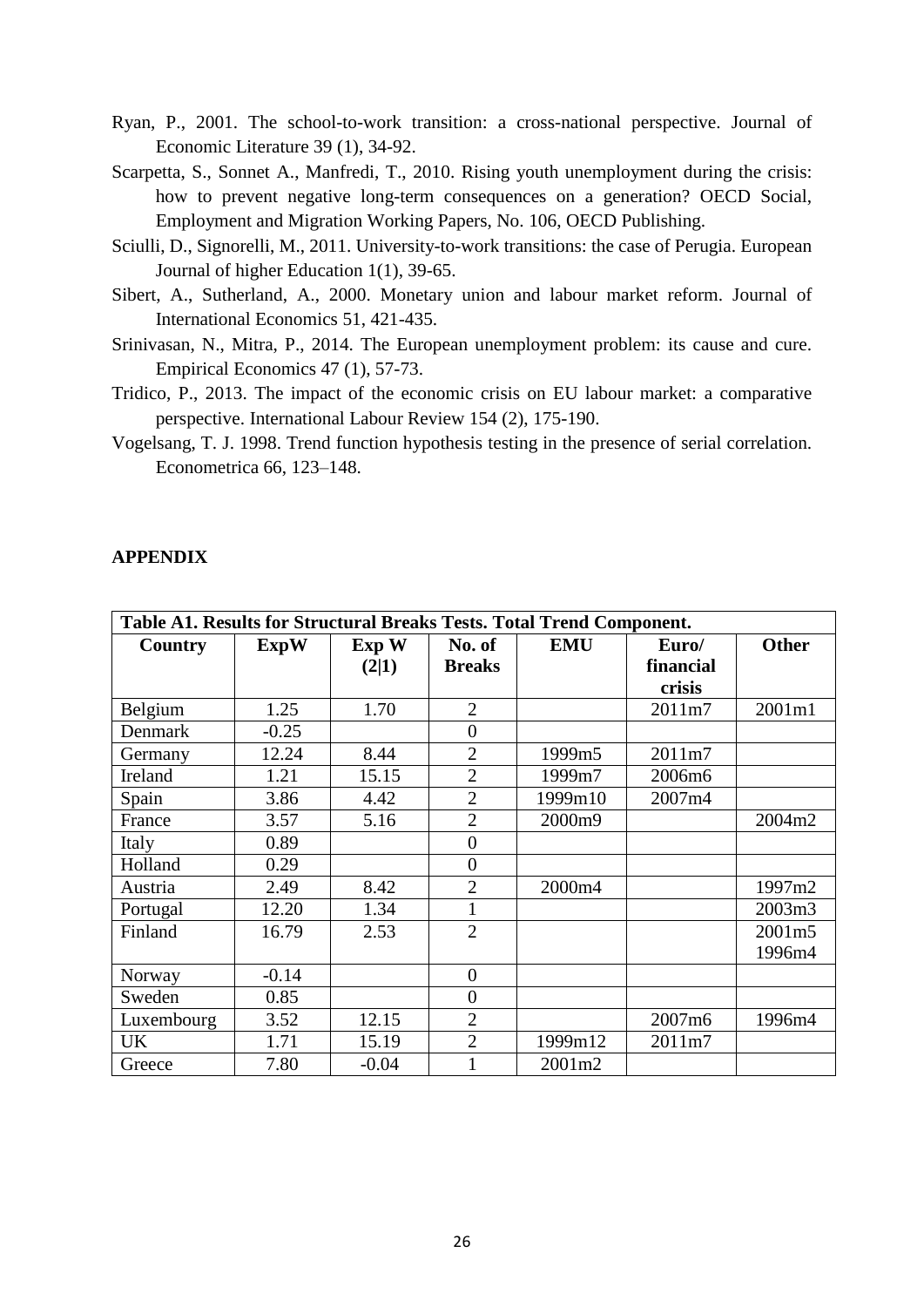Ryan, P., 2001. The school-to-work transition: a cross-national perspective. Journal of Economic Literature 39 (1), 34-92.

Scarpetta, S., Sonnet A., Manfredi, T., 2010. Rising youth unemployment during the crisis: how to prevent negative long-term consequences on a generation? OECD Social, Employment and Migration Working Papers, No. 106, OECD Publishing.

Sciulli, D., Signorelli, M., 2011. University-to-work transitions: the case of Perugia. European Journal of higher Education 1(1), 39-65.

Sibert, A., Sutherland, A., 2000. Monetary union and labour market reform. Journal of International Economics 51, 421-435.

Srinivasan, N., Mitra, P., 2014. The European unemployment problem: its cause and cure. Empirical Economics 47 (1), 57-73.

Tridico, P., 2013. The impact of the economic crisis on EU labour market: a comparative perspective. International Labour Review 154 (2), 175-190.

Vogelsang, T. J. 1998. Trend function hypothesis testing in the presence of serial correlation. Econometrica 66, 123–148.

## APPENDIX

**Table A1. Results for Structural Breaks Tests. Total Trend Component.**

| Country | ExpW | Exp W (2\|1) | No. of Breaks | EMU | Euro/ financial crisis | Other |
|---|---|---|---|---|---|---|
| Belgium | 1.25 | 1.70 | 2 | | 2011m7 | 2001m1 |
| Denmark | -0.25 | | 0 | | | |
| Germany | 12.24 | 8.44 | 2 | 1999m5 | 2011m7 | |
| Ireland | 1.21 | 15.15 | 2 | 1999m7 | 2006m6 | |
| Spain | 3.86 | 4.42 | 2 | 1999m10 | 2007m4 | |
| France | 3.57 | 5.16 | 2 | 2000m9 | | 2004m2 |
| Italy | 0.89 | | 0 | | | |
| Holland | 0.29 | | 0 | | | |
| Austria | 2.49 | 8.42 | 2 | 2000m4 | | 1997m2 |
| Portugal | 12.20 | 1.34 | 1 | | | 2003m3 |
| Finland | 16.79 | 2.53 | 2 | | | 2001m5 1996m4 |
| Norway | -0.14 | | 0 | | | |
| Sweden | 0.85 | | 0 | | | |
| Luxembourg | 3.52 | 12.15 | 2 | | 2007m6 | 1996m4 |
| UK | 1.71 | 15.19 | 2 | 1999m12 | 2011m7 | |
| Greece | 7.80 | -0.04 | 1 | 2001m2 | | |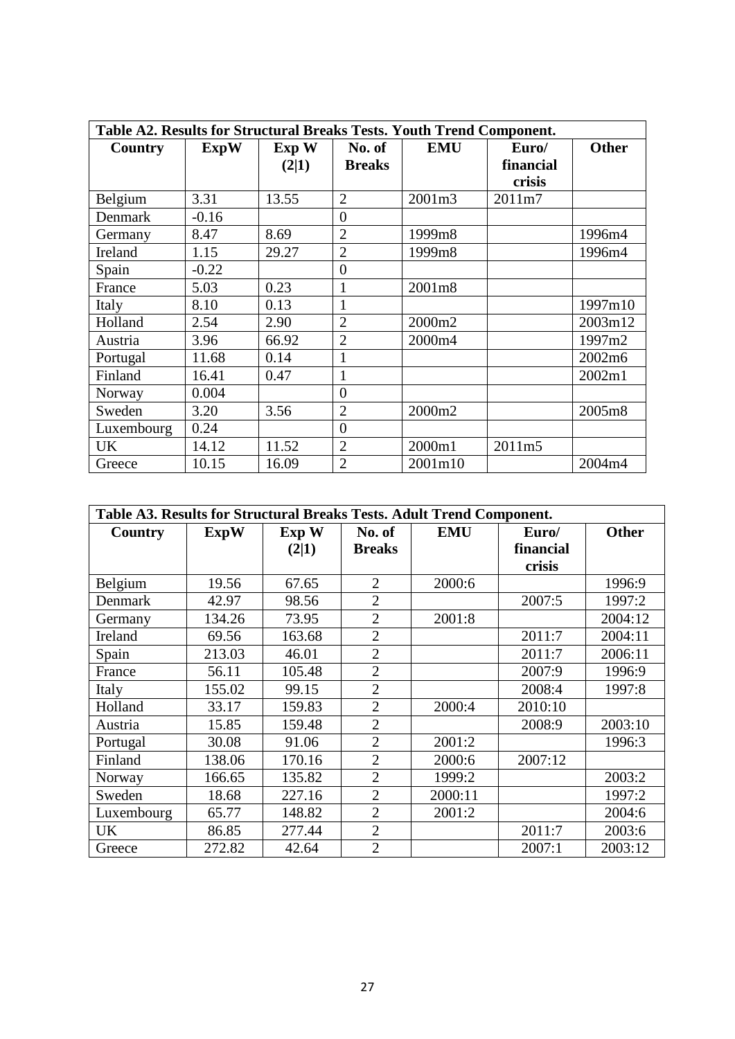| Table A2. Results for Structural Breaks Tests. Youth Trend Component. | | | | | | |
|---|---|---|---|---|---|---|
| **Country** | **ExpW** | **Exp W (2\|1)** | **No. of Breaks** | **EMU** | **Euro/ financial crisis** | **Other** |
| Belgium | 3.31 | 13.55 | 2 | 2001m3 | 2011m7 | |
| Denmark | -0.16 | | 0 | | | |
| Germany | 8.47 | 8.69 | 2 | 1999m8 | | 1996m4 |
| Ireland | 1.15 | 29.27 | 2 | 1999m8 | | 1996m4 |
| Spain | -0.22 | | 0 | | | |
| France | 5.03 | 0.23 | 1 | 2001m8 | | |
| Italy | 8.10 | 0.13 | 1 | | | 1997m10 |
| Holland | 2.54 | 2.90 | 2 | 2000m2 | | 2003m12 |
| Austria | 3.96 | 66.92 | 2 | 2000m4 | | 1997m2 |
| Portugal | 11.68 | 0.14 | 1 | | | 2002m6 |
| Finland | 16.41 | 0.47 | 1 | | | 2002m1 |
| Norway | 0.004 | | 0 | | | |
| Sweden | 3.20 | 3.56 | 2 | 2000m2 | | 2005m8 |
| Luxembourg | 0.24 | | 0 | | | |
| UK | 14.12 | 11.52 | 2 | 2000m1 | 2011m5 | |
| Greece | 10.15 | 16.09 | 2 | 2001m10 | | 2004m4 |

| Table A3. Results for Structural Breaks Tests. Adult Trend Component. | | | | | | |
|---|---|---|---|---|---|---|
| **Country** | **ExpW** | **Exp W (2\|1)** | **No. of Breaks** | **EMU** | **Euro/ financial crisis** | **Other** |
| Belgium | 19.56 | 67.65 | 2 | 2000:6 | | 1996:9 |
| Denmark | 42.97 | 98.56 | 2 | | 2007:5 | 1997:2 |
| Germany | 134.26 | 73.95 | 2 | 2001:8 | | 2004:12 |
| Ireland | 69.56 | 163.68 | 2 | | 2011:7 | 2004:11 |
| Spain | 213.03 | 46.01 | 2 | | 2011:7 | 2006:11 |
| France | 56.11 | 105.48 | 2 | | 2007:9 | 1996:9 |
| Italy | 155.02 | 99.15 | 2 | | 2008:4 | 1997:8 |
| Holland | 33.17 | 159.83 | 2 | 2000:4 | 2010:10 | |
| Austria | 15.85 | 159.48 | 2 | | 2008:9 | 2003:10 |
| Portugal | 30.08 | 91.06 | 2 | 2001:2 | | 1996:3 |
| Finland | 138.06 | 170.16 | 2 | 2000:6 | 2007:12 | |
| Norway | 166.65 | 135.82 | 2 | 1999:2 | | 2003:2 |
| Sweden | 18.68 | 227.16 | 2 | 2000:11 | | 1997:2 |
| Luxembourg | 65.77 | 148.82 | 2 | 2001:2 | | 2004:6 |
| UK | 86.85 | 277.44 | 2 | | 2011:7 | 2003:6 |
| Greece | 272.82 | 42.64 | 2 | | 2007:1 | 2003:12 |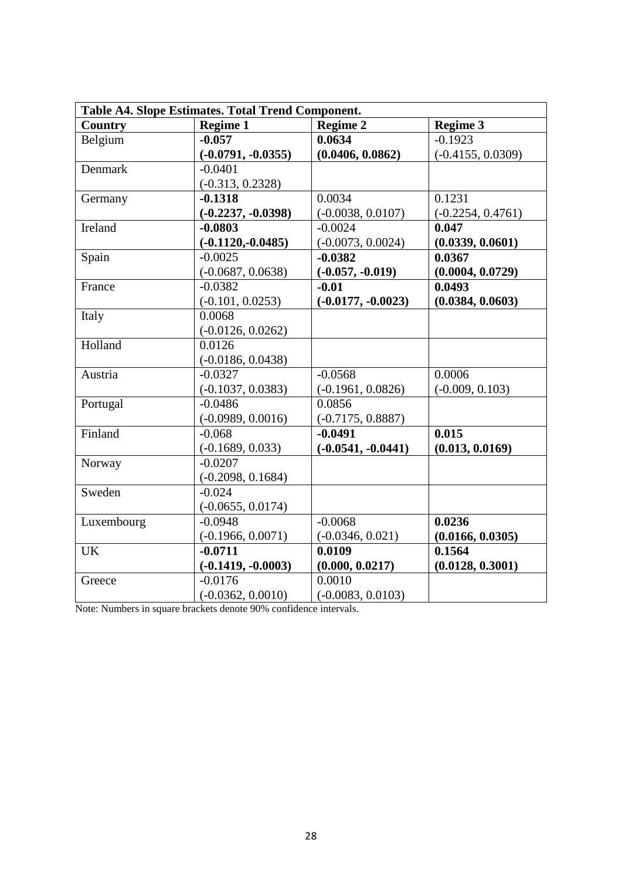| **Table A4. Slope Estimates. Total Trend Component.** | | | |
|---|---|---|---|
| **Country** | **Regime 1** | **Regime 2** | **Regime 3** |
| Belgium | **-0.057** **(-0.0791, -0.0355)** | **0.0634** **(0.0406, 0.0862)** | -0.1923 (-0.4155, 0.0309) |
| Denmark | -0.0401 (-0.313, 0.2328) | | |
| Germany | **-0.1318** **(-0.2237, -0.0398)** | 0.0034 (-0.0038, 0.0107) | 0.1231 (-0.2254, 0.4761) |
| Ireland | **-0.0803** **(-0.1120,-0.0485)** | -0.0024 (-0.0073, 0.0024) | **0.047** **(0.0339, 0.0601)** |
| Spain | -0.0025 (-0.0687, 0.0638) | **-0.0382** **(-0.057, -0.019)** | **0.0367** **(0.0004, 0.0729)** |
| France | -0.0382 (-0.101, 0.0253) | **-0.01** **(-0.0177, -0.0023)** | **0.0493** **(0.0384, 0.0603)** |
| Italy | 0.0068 (-0.0126, 0.0262) | | |
| Holland | 0.0126 (-0.0186, 0.0438) | | |
| Austria | -0.0327 (-0.1037, 0.0383) | -0.0568 (-0.1961, 0.0826) | 0.0006 (-0.009, 0.103) |
| Portugal | -0.0486 (-0.0989, 0.0016) | 0.0856 (-0.7175, 0.8887) | |
| Finland | -0.068 (-0.1689, 0.033) | **-0.0491** **(-0.0541, -0.0441)** | **0.015** **(0.013, 0.0169)** |
| Norway | -0.0207 (-0.2098, 0.1684) | | |
| Sweden | -0.024 (-0.0655, 0.0174) | | |
| Luxembourg | -0.0948 (-0.1966, 0.0071) | -0.0068 (-0.0346, 0.021) | **0.0236** **(0.0166, 0.0305)** |
| UK | **-0.0711** **(-0.1419, -0.0003)** | **0.0109** **(0.000, 0.0217)** | **0.1564** **(0.0128, 0.3001)** |
| Greece | -0.0176 (-0.0362, 0.0010) | 0.0010 (-0.0083, 0.0103) | |

Note: Numbers in square brackets denote 90% confidence intervals.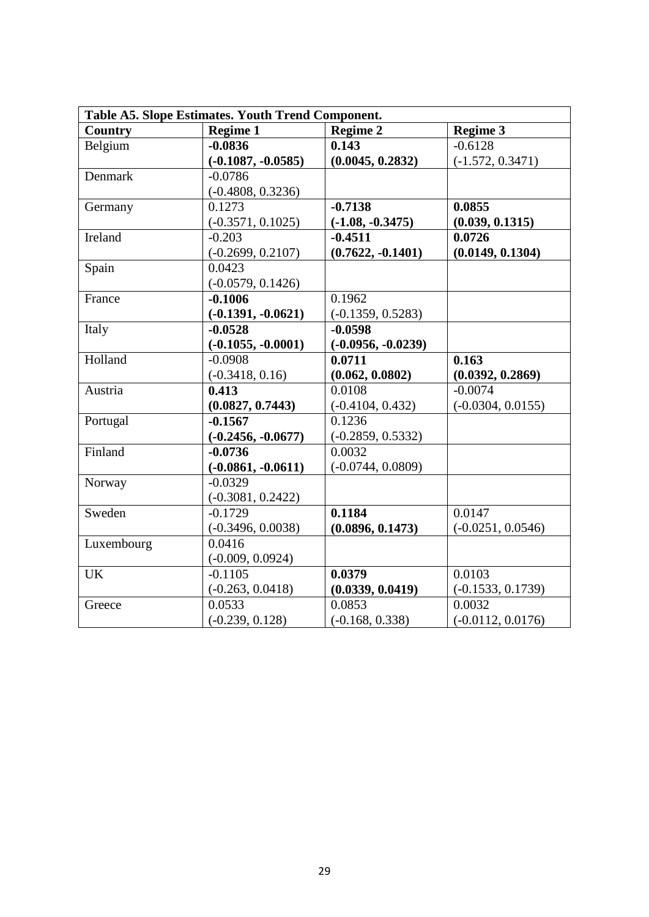| Table A5. Slope Estimates. Youth Trend Component. | | | |
|---|---|---|---|
| **Country** | **Regime 1** | **Regime 2** | **Regime 3** |
| Belgium | **-0.0836** **(-0.1087, -0.0585)** | **0.143** **(0.0045, 0.2832)** | -0.6128 (-1.572, 0.3471) |
| Denmark | -0.0786 (-0.4808, 0.3236) | | |
| Germany | 0.1273 (-0.3571, 0.1025) | **-0.7138** **(-1.08, -0.3475)** | **0.0855** **(0.039, 0.1315)** |
| Ireland | -0.203 (-0.2699, 0.2107) | **-0.4511** **(0.7622, -0.1401)** | **0.0726** **(0.0149, 0.1304)** |
| Spain | 0.0423 (-0.0579, 0.1426) | | |
| France | **-0.1006** **(-0.1391, -0.0621)** | 0.1962 (-0.1359, 0.5283) | |
| Italy | **-0.0528** **(-0.1055, -0.0001)** | **-0.0598** **(-0.0956, -0.0239)** | |
| Holland | -0.0908 (-0.3418, 0.16) | **0.0711** **(0.062, 0.0802)** | **0.163** **(0.0392, 0.2869)** |
| Austria | **0.413** **(0.0827, 0.7443)** | 0.0108 (-0.4104, 0.432) | -0.0074 (-0.0304, 0.0155) |
| Portugal | **-0.1567** **(-0.2456, -0.0677)** | 0.1236 (-0.2859, 0.5332) | |
| Finland | **-0.0736** **(-0.0861, -0.0611)** | 0.0032 (-0.0744, 0.0809) | |
| Norway | -0.0329 (-0.3081, 0.2422) | | |
| Sweden | -0.1729 (-0.3496, 0.0038) | **0.1184** **(0.0896, 0.1473)** | 0.0147 (-0.0251, 0.0546) |
| Luxembourg | 0.0416 (-0.009, 0.0924) | | |
| UK | -0.1105 (-0.263, 0.0418) | **0.0379** **(0.0339, 0.0419)** | 0.0103 (-0.1533, 0.1739) |
| Greece | 0.0533 (-0.239, 0.128) | 0.0853 (-0.168, 0.338) | 0.0032 (-0.0112, 0.0176) |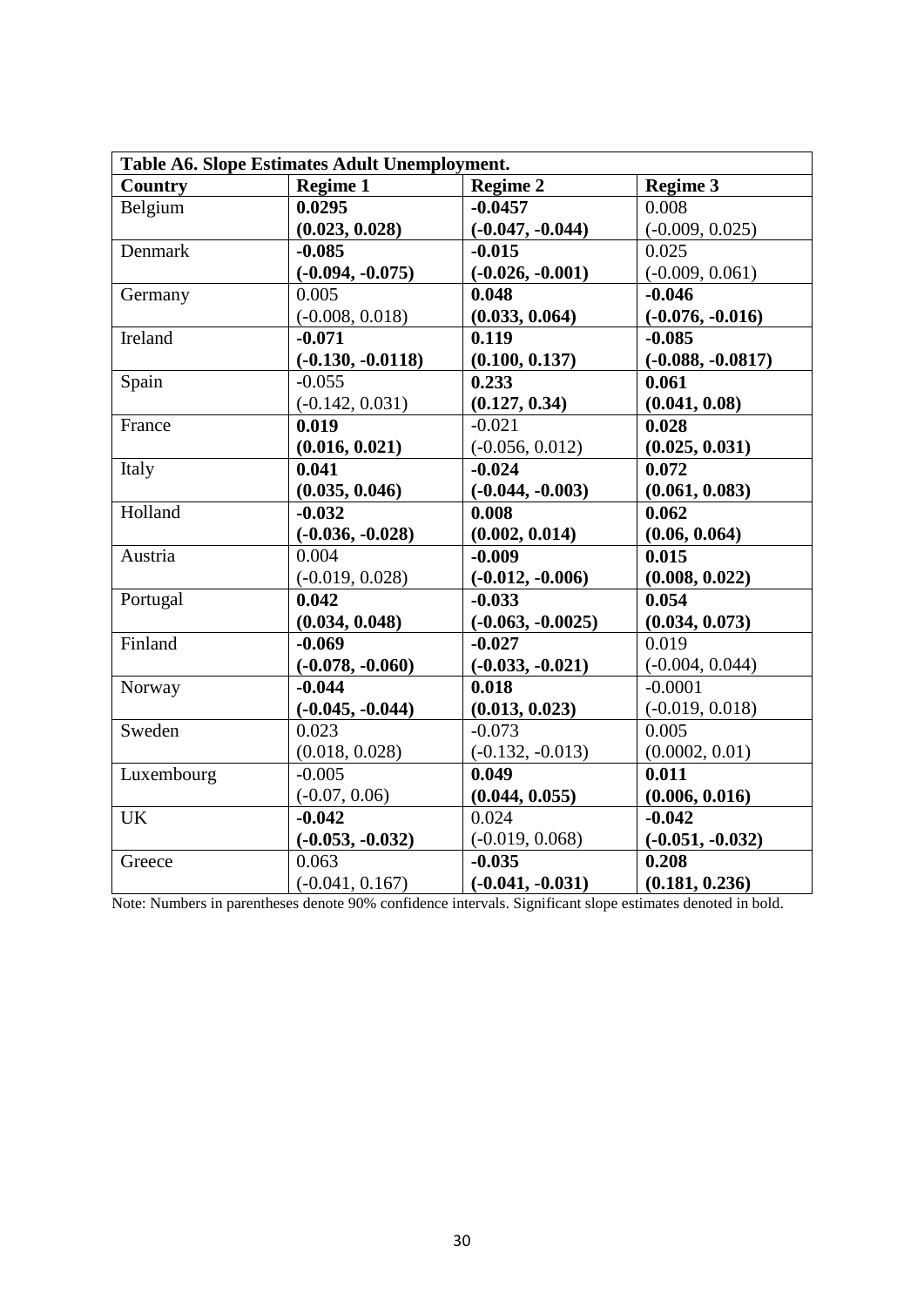| Table A6. Slope Estimates Adult Unemployment. | | | |
|---|---|---|---|
| **Country** | **Regime 1** | **Regime 2** | **Regime 3** |
| Belgium | **0.0295** **(0.023, 0.028)** | **-0.0457** **(-0.047, -0.044)** | 0.008 (-0.009, 0.025) |
| Denmark | **-0.085** **(-0.094, -0.075)** | **-0.015** **(-0.026, -0.001)** | 0.025 (-0.009, 0.061) |
| Germany | 0.005 (-0.008, 0.018) | **0.048** **(0.033, 0.064)** | **-0.046** **(-0.076, -0.016)** |
| Ireland | **-0.071** **(-0.130, -0.0118)** | **0.119** **(0.100, 0.137)** | **-0.085** **(-0.088, -0.0817)** |
| Spain | -0.055 (-0.142, 0.031) | **0.233** **(0.127, 0.34)** | **0.061** **(0.041, 0.08)** |
| France | **0.019** **(0.016, 0.021)** | -0.021 (-0.056, 0.012) | **0.028** **(0.025, 0.031)** |
| Italy | **0.041** **(0.035, 0.046)** | **-0.024** **(-0.044, -0.003)** | **0.072** **(0.061, 0.083)** |
| Holland | **-0.032** **(-0.036, -0.028)** | **0.008** **(0.002, 0.014)** | **0.062** **(0.06, 0.064)** |
| Austria | 0.004 (-0.019, 0.028) | **-0.009** **(-0.012, -0.006)** | **0.015** **(0.008, 0.022)** |
| Portugal | **0.042** **(0.034, 0.048)** | **-0.033** **(-0.063, -0.0025)** | **0.054** **(0.034, 0.073)** |
| Finland | **-0.069** **(-0.078, -0.060)** | **-0.027** **(-0.033, -0.021)** | 0.019 (-0.004, 0.044) |
| Norway | **-0.044** **(-0.045, -0.044)** | **0.018** **(0.013, 0.023)** | -0.0001 (-0.019, 0.018) |
| Sweden | 0.023 (0.018, 0.028) | -0.073 (-0.132, -0.013) | 0.005 (0.0002, 0.01) |
| Luxembourg | -0.005 (-0.07, 0.06) | **0.049** **(0.044, 0.055)** | **0.011** **(0.006, 0.016)** |
| UK | **-0.042** **(-0.053, -0.032)** | 0.024 (-0.019, 0.068) | **-0.042** **(-0.051, -0.032)** |
| Greece | 0.063 (-0.041, 0.167) | **-0.035** **(-0.041, -0.031)** | **0.208** **(0.181, 0.236)** |

Note: Numbers in parentheses denote 90% confidence intervals. Significant slope estimates denoted in bold.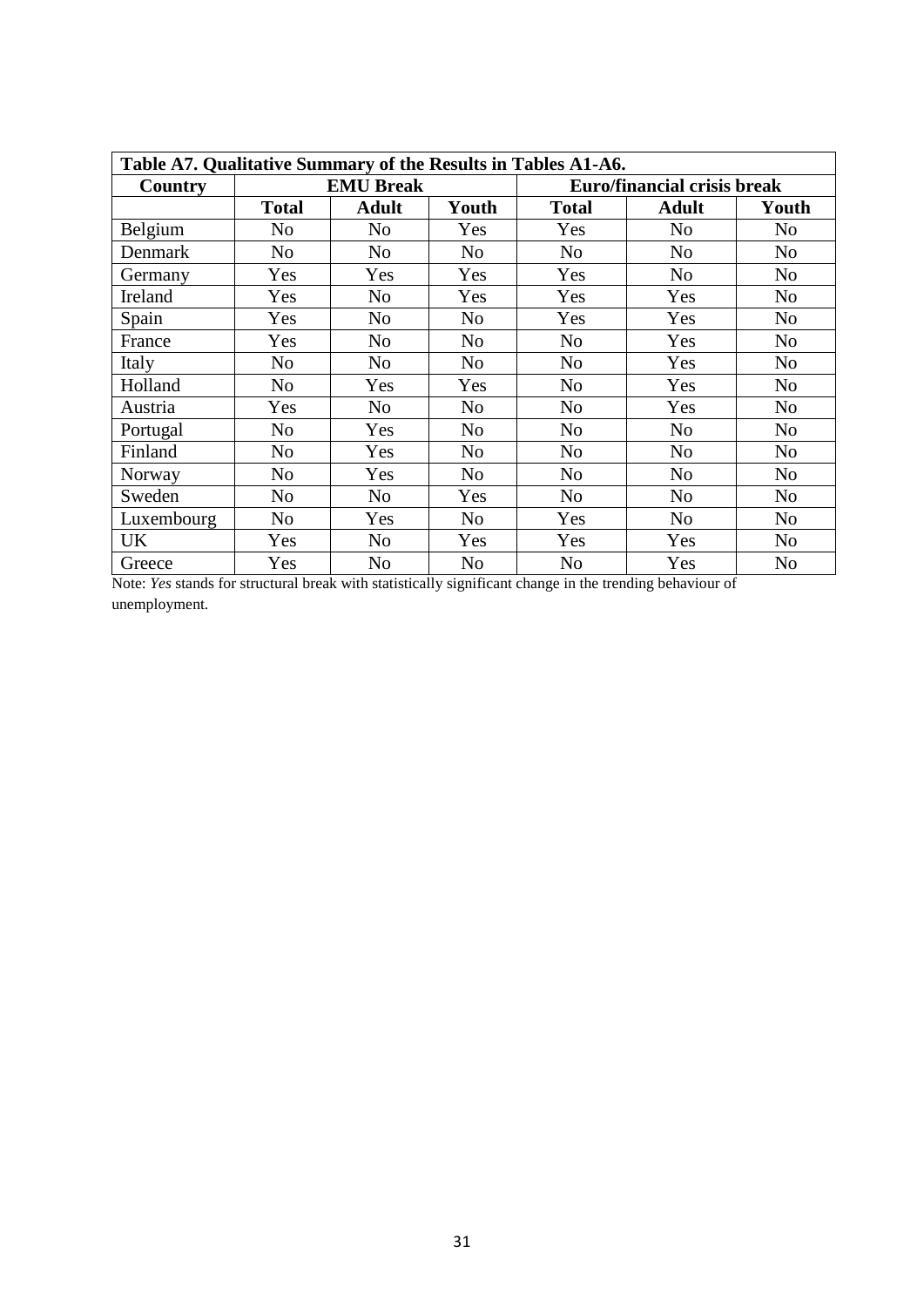| Table A7. Qualitative Summary of the Results in Tables A1-A6. | | | | | | |
|---|---|---|---|---|---|---|
| **Country** | **EMU Break** | | | **Euro/financial crisis break** | | |
| | **Total** | **Adult** | **Youth** | **Total** | **Adult** | **Youth** |
| Belgium | No | No | Yes | Yes | No | No |
| Denmark | No | No | No | No | No | No |
| Germany | Yes | Yes | Yes | Yes | No | No |
| Ireland | Yes | No | Yes | Yes | Yes | No |
| Spain | Yes | No | No | Yes | Yes | No |
| France | Yes | No | No | No | Yes | No |
| Italy | No | No | No | No | Yes | No |
| Holland | No | Yes | Yes | No | Yes | No |
| Austria | Yes | No | No | No | Yes | No |
| Portugal | No | Yes | No | No | No | No |
| Finland | No | Yes | No | No | No | No |
| Norway | No | Yes | No | No | No | No |
| Sweden | No | No | Yes | No | No | No |
| Luxembourg | No | Yes | No | Yes | No | No |
| UK | Yes | No | Yes | Yes | Yes | No |
| Greece | Yes | No | No | No | Yes | No |

Note: *Yes* stands for structural break with statistically significant change in the trending behaviour of unemployment.